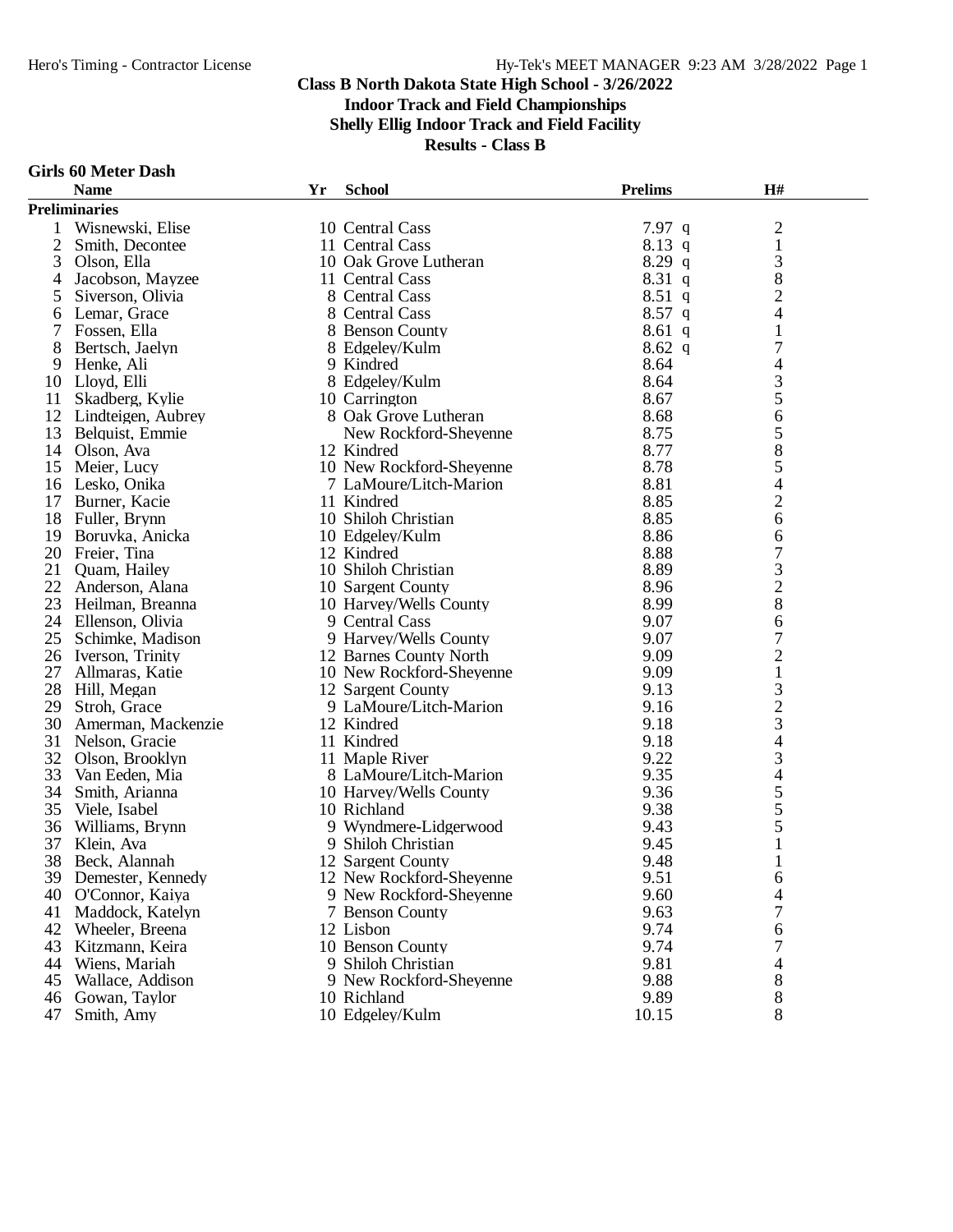# Class B North Dakota State High School - 3/26/2022

## Indoor Track and Field Championships

## Shelly Ellig Indoor Track and Field Facility

## Results - Class B

### Girls 60 Meter Dash

| | Name | Yr | School | Prelims | | H# |
|---|---|---|---|---|---|---|
| **Preliminaries** | | | | | | |
| 1 | Wisnewski, Elise | 10 | Central Cass | 7.97 | q | 2 |
| 2 | Smith, Decontee | 11 | Central Cass | 8.13 | q | 1 |
| 3 | Olson, Ella | 10 | Oak Grove Lutheran | 8.29 | q | 3 |
| 4 | Jacobson, Mayzee | 11 | Central Cass | 8.31 | q | 8 |
| 5 | Siverson, Olivia | 8 | Central Cass | 8.51 | q | 2 |
| 6 | Lemar, Grace | 8 | Central Cass | 8.57 | q | 4 |
| 7 | Fossen, Ella | 8 | Benson County | 8.61 | q | 1 |
| 8 | Bertsch, Jaelyn | 8 | Edgeley/Kulm | 8.62 | q | 7 |
| 9 | Henke, Ali | 9 | Kindred | 8.64 | | 4 |
| 10 | Lloyd, Elli | 8 | Edgeley/Kulm | 8.64 | | 3 |
| 11 | Skadberg, Kylie | 10 | Carrington | 8.67 | | 5 |
| 12 | Lindteigen, Aubrey | 8 | Oak Grove Lutheran | 8.68 | | 6 |
| 13 | Belquist, Emmie | | New Rockford-Sheyenne | 8.75 | | 5 |
| 14 | Olson, Ava | 12 | Kindred | 8.77 | | 8 |
| 15 | Meier, Lucy | 10 | New Rockford-Sheyenne | 8.78 | | 5 |
| 16 | Lesko, Onika | 7 | LaMoure/Litch-Marion | 8.81 | | 4 |
| 17 | Burner, Kacie | 11 | Kindred | 8.85 | | 2 |
| 18 | Fuller, Brynn | 10 | Shiloh Christian | 8.85 | | 6 |
| 19 | Boruvka, Anicka | 10 | Edgeley/Kulm | 8.86 | | 6 |
| 20 | Freier, Tina | 12 | Kindred | 8.88 | | 7 |
| 21 | Quam, Hailey | 10 | Shiloh Christian | 8.89 | | 3 |
| 22 | Anderson, Alana | 10 | Sargent County | 8.96 | | 2 |
| 23 | Heilman, Breanna | 10 | Harvey/Wells County | 8.99 | | 8 |
| 24 | Ellenson, Olivia | 9 | Central Cass | 9.07 | | 6 |
| 25 | Schimke, Madison | 9 | Harvey/Wells County | 9.07 | | 7 |
| 26 | Iverson, Trinity | 12 | Barnes County North | 9.09 | | 2 |
| 27 | Allmaras, Katie | 10 | New Rockford-Sheyenne | 9.09 | | 1 |
| 28 | Hill, Megan | 12 | Sargent County | 9.13 | | 3 |
| 29 | Stroh, Grace | 9 | LaMoure/Litch-Marion | 9.16 | | 2 |
| 30 | Amerman, Mackenzie | 12 | Kindred | 9.18 | | 3 |
| 31 | Nelson, Gracie | 11 | Kindred | 9.18 | | 4 |
| 32 | Olson, Brooklyn | 11 | Maple River | 9.22 | | 3 |
| 33 | Van Eeden, Mia | 8 | LaMoure/Litch-Marion | 9.35 | | 4 |
| 34 | Smith, Arianna | 10 | Harvey/Wells County | 9.36 | | 5 |
| 35 | Viele, Isabel | 10 | Richland | 9.38 | | 5 |
| 36 | Williams, Brynn | 9 | Wyndmere-Lidgerwood | 9.43 | | 5 |
| 37 | Klein, Ava | 9 | Shiloh Christian | 9.45 | | 1 |
| 38 | Beck, Alannah | 12 | Sargent County | 9.48 | | 1 |
| 39 | Demester, Kennedy | 12 | New Rockford-Sheyenne | 9.51 | | 6 |
| 40 | O'Connor, Kaiya | 9 | New Rockford-Sheyenne | 9.60 | | 4 |
| 41 | Maddock, Katelyn | 7 | Benson County | 9.63 | | 7 |
| 42 | Wheeler, Breena | 12 | Lisbon | 9.74 | | 6 |
| 43 | Kitzmann, Keira | 10 | Benson County | 9.74 | | 7 |
| 44 | Wiens, Mariah | 9 | Shiloh Christian | 9.81 | | 4 |
| 45 | Wallace, Addison | 9 | New Rockford-Sheyenne | 9.88 | | 8 |
| 46 | Gowan, Taylor | 10 | Richland | 9.89 | | 8 |
| 47 | Smith, Amy | 10 | Edgeley/Kulm | 10.15 | | 8 |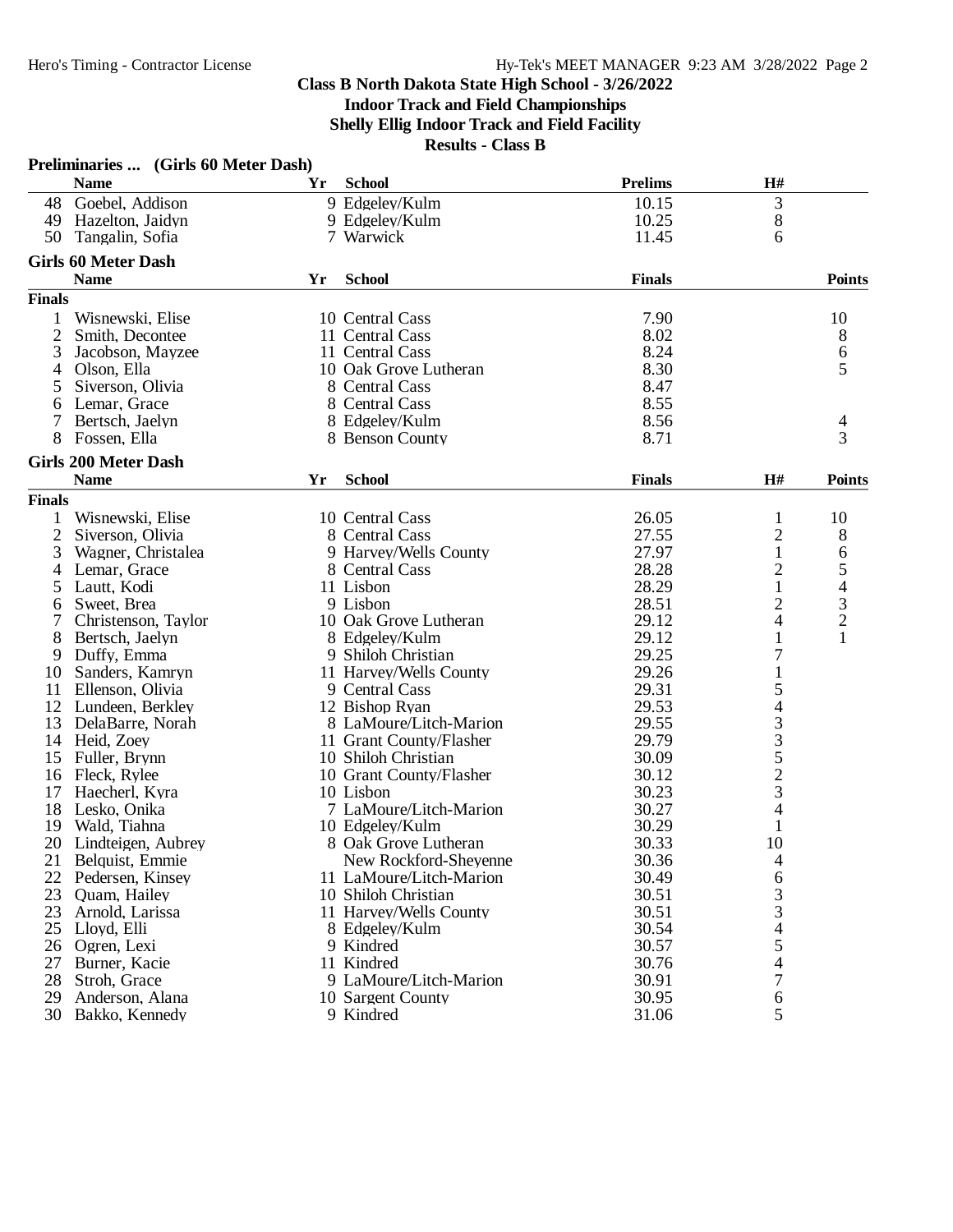## Class B North Dakota State High School - 3/26/2022

### Indoor Track and Field Championships

### Shelly Ellig Indoor Track and Field Facility

### Results - Class B

**Preliminaries ... (Girls 60 Meter Dash)**

| | Name | Yr | School | Prelims | H# |
|---|---|---|---|---|---|
| 48 | Goebel, Addison | 9 | Edgeley/Kulm | 10.15 | 3 |
| 49 | Hazelton, Jaidyn | 9 | Edgeley/Kulm | 10.25 | 8 |
| 50 | Tangalin, Sofia | 7 | Warwick | 11.45 | 6 |

**Girls 60 Meter Dash**

| | Name | Yr | School | Finals | Points |
|---|---|---|---|---|---|
| **Finals** | | | | | |
| 1 | Wisnewski, Elise | 10 | Central Cass | 7.90 | 10 |
| 2 | Smith, Decontee | 11 | Central Cass | 8.02 | 8 |
| 3 | Jacobson, Mayzee | 11 | Central Cass | 8.24 | 6 |
| 4 | Olson, Ella | 10 | Oak Grove Lutheran | 8.30 | 5 |
| 5 | Siverson, Olivia | 8 | Central Cass | 8.47 | |
| 6 | Lemar, Grace | 8 | Central Cass | 8.55 | |
| 7 | Bertsch, Jaelyn | 8 | Edgeley/Kulm | 8.56 | 4 |
| 8 | Fossen, Ella | 8 | Benson County | 8.71 | 3 |

**Girls 200 Meter Dash**

| | Name | Yr | School | Finals | H# | Points |
|---|---|---|---|---|---|---|
| **Finals** | | | | | | |
| 1 | Wisnewski, Elise | 10 | Central Cass | 26.05 | 1 | 10 |
| 2 | Siverson, Olivia | 8 | Central Cass | 27.55 | 2 | 8 |
| 3 | Wagner, Christalea | 9 | Harvey/Wells County | 27.97 | 1 | 6 |
| 4 | Lemar, Grace | 8 | Central Cass | 28.28 | 2 | 5 |
| 5 | Lautt, Kodi | 11 | Lisbon | 28.29 | 1 | 4 |
| 6 | Sweet, Brea | 9 | Lisbon | 28.51 | 2 | 3 |
| 7 | Christenson, Taylor | 10 | Oak Grove Lutheran | 29.12 | 4 | 2 |
| 8 | Bertsch, Jaelyn | 8 | Edgeley/Kulm | 29.12 | 1 | 1 |
| 9 | Duffy, Emma | 9 | Shiloh Christian | 29.25 | 7 | |
| 10 | Sanders, Kamryn | 11 | Harvey/Wells County | 29.26 | 1 | |
| 11 | Ellenson, Olivia | 9 | Central Cass | 29.31 | 5 | |
| 12 | Lundeen, Berkley | 12 | Bishop Ryan | 29.53 | 4 | |
| 13 | DelaBarre, Norah | 8 | LaMoure/Litch-Marion | 29.55 | 3 | |
| 14 | Heid, Zoey | 11 | Grant County/Flasher | 29.79 | 3 | |
| 15 | Fuller, Brynn | 10 | Shiloh Christian | 30.09 | 5 | |
| 16 | Fleck, Rylee | 10 | Grant County/Flasher | 30.12 | 2 | |
| 17 | Haecherl, Kyra | 10 | Lisbon | 30.23 | 3 | |
| 18 | Lesko, Onika | 7 | LaMoure/Litch-Marion | 30.27 | 4 | |
| 19 | Wald, Tiahna | 10 | Edgeley/Kulm | 30.29 | 1 | |
| 20 | Lindteigen, Aubrey | 8 | Oak Grove Lutheran | 30.33 | 10 | |
| 21 | Belquist, Emmie | | New Rockford-Sheyenne | 30.36 | 4 | |
| 22 | Pedersen, Kinsey | 11 | LaMoure/Litch-Marion | 30.49 | 6 | |
| 23 | Quam, Hailey | 10 | Shiloh Christian | 30.51 | 3 | |
| 23 | Arnold, Larissa | 11 | Harvey/Wells County | 30.51 | 3 | |
| 25 | Lloyd, Elli | 8 | Edgeley/Kulm | 30.54 | 4 | |
| 26 | Ogren, Lexi | 9 | Kindred | 30.57 | 5 | |
| 27 | Burner, Kacie | 11 | Kindred | 30.76 | 4 | |
| 28 | Stroh, Grace | 9 | LaMoure/Litch-Marion | 30.91 | 7 | |
| 29 | Anderson, Alana | 10 | Sargent County | 30.95 | 6 | |
| 30 | Bakko, Kennedy | 9 | Kindred | 31.06 | 5 | |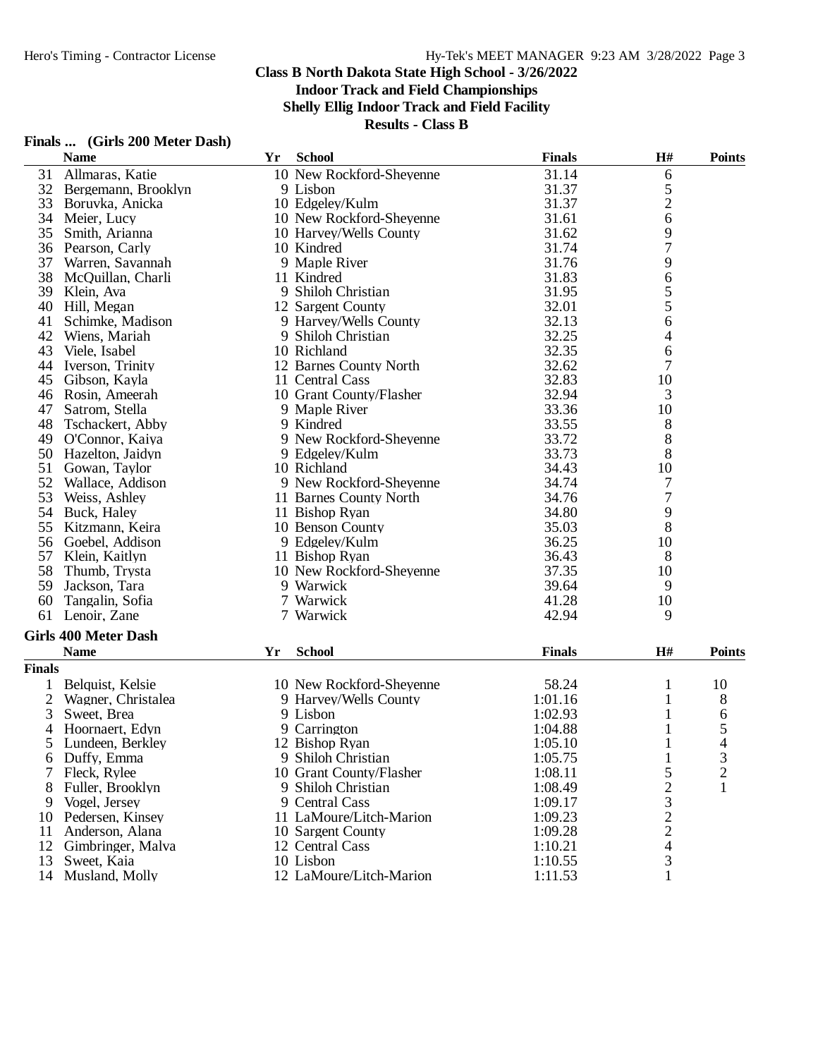## Class B North Dakota State High School - 3/26/2022
### Indoor Track and Field Championships
### Shelly Ellig Indoor Track and Field Facility
### Results - Class B

**Finals ... (Girls 200 Meter Dash)**

| | Name | Yr | School | Finals | H# | Points |
|---|---|---|---|---|---|---|
| 31 | Allmaras, Katie | 10 | New Rockford-Sheyenne | 31.14 | 6 | |
| 32 | Bergemann, Brooklyn | 9 | Lisbon | 31.37 | 5 | |
| 33 | Boruvka, Anicka | 10 | Edgeley/Kulm | 31.37 | 2 | |
| 34 | Meier, Lucy | 10 | New Rockford-Sheyenne | 31.61 | 6 | |
| 35 | Smith, Arianna | 10 | Harvey/Wells County | 31.62 | 9 | |
| 36 | Pearson, Carly | 10 | Kindred | 31.74 | 7 | |
| 37 | Warren, Savannah | 9 | Maple River | 31.76 | 9 | |
| 38 | McQuillan, Charli | 11 | Kindred | 31.83 | 6 | |
| 39 | Klein, Ava | 9 | Shiloh Christian | 31.95 | 5 | |
| 40 | Hill, Megan | 12 | Sargent County | 32.01 | 5 | |
| 41 | Schimke, Madison | 9 | Harvey/Wells County | 32.13 | 6 | |
| 42 | Wiens, Mariah | 9 | Shiloh Christian | 32.25 | 4 | |
| 43 | Viele, Isabel | 10 | Richland | 32.35 | 6 | |
| 44 | Iverson, Trinity | 12 | Barnes County North | 32.62 | 7 | |
| 45 | Gibson, Kayla | 11 | Central Cass | 32.83 | 10 | |
| 46 | Rosin, Ameerah | 10 | Grant County/Flasher | 32.94 | 3 | |
| 47 | Satrom, Stella | 9 | Maple River | 33.36 | 10 | |
| 48 | Tschackert, Abby | 9 | Kindred | 33.55 | 8 | |
| 49 | O'Connor, Kaiya | 9 | New Rockford-Sheyenne | 33.72 | 8 | |
| 50 | Hazelton, Jaidyn | 9 | Edgeley/Kulm | 33.73 | 8 | |
| 51 | Gowan, Taylor | 10 | Richland | 34.43 | 10 | |
| 52 | Wallace, Addison | 9 | New Rockford-Sheyenne | 34.74 | 7 | |
| 53 | Weiss, Ashley | 11 | Barnes County North | 34.76 | 7 | |
| 54 | Buck, Haley | 11 | Bishop Ryan | 34.80 | 9 | |
| 55 | Kitzmann, Keira | 10 | Benson County | 35.03 | 8 | |
| 56 | Goebel, Addison | 9 | Edgeley/Kulm | 36.25 | 10 | |
| 57 | Klein, Kaitlyn | 11 | Bishop Ryan | 36.43 | 8 | |
| 58 | Thumb, Trysta | 10 | New Rockford-Sheyenne | 37.35 | 10 | |
| 59 | Jackson, Tara | 9 | Warwick | 39.64 | 9 | |
| 60 | Tangalin, Sofia | 7 | Warwick | 41.28 | 10 | |
| 61 | Lenoir, Zane | 7 | Warwick | 42.94 | 9 | |

**Girls 400 Meter Dash**

| | Name | Yr | School | Finals | H# | Points |
|---|---|---|---|---|---|---|
| **Finals** | | | | | | |
| 1 | Belquist, Kelsie | 10 | New Rockford-Sheyenne | 58.24 | 1 | 10 |
| 2 | Wagner, Christalea | 9 | Harvey/Wells County | 1:01.16 | 1 | 8 |
| 3 | Sweet, Brea | 9 | Lisbon | 1:02.93 | 1 | 6 |
| 4 | Hoornaert, Edyn | 9 | Carrington | 1:04.88 | 1 | 5 |
| 5 | Lundeen, Berkley | 12 | Bishop Ryan | 1:05.10 | 1 | 4 |
| 6 | Duffy, Emma | 9 | Shiloh Christian | 1:05.75 | 1 | 3 |
| 7 | Fleck, Rylee | 10 | Grant County/Flasher | 1:08.11 | 5 | 2 |
| 8 | Fuller, Brooklyn | 9 | Shiloh Christian | 1:08.49 | 2 | 1 |
| 9 | Vogel, Jersey | 9 | Central Cass | 1:09.17 | 3 | |
| 10 | Pedersen, Kinsey | 11 | LaMoure/Litch-Marion | 1:09.23 | 2 | |
| 11 | Anderson, Alana | 10 | Sargent County | 1:09.28 | 2 | |
| 12 | Gimbringer, Malva | 12 | Central Cass | 1:10.21 | 4 | |
| 13 | Sweet, Kaia | 10 | Lisbon | 1:10.55 | 3 | |
| 14 | Musland, Molly | 12 | LaMoure/Litch-Marion | 1:11.53 | 1 | |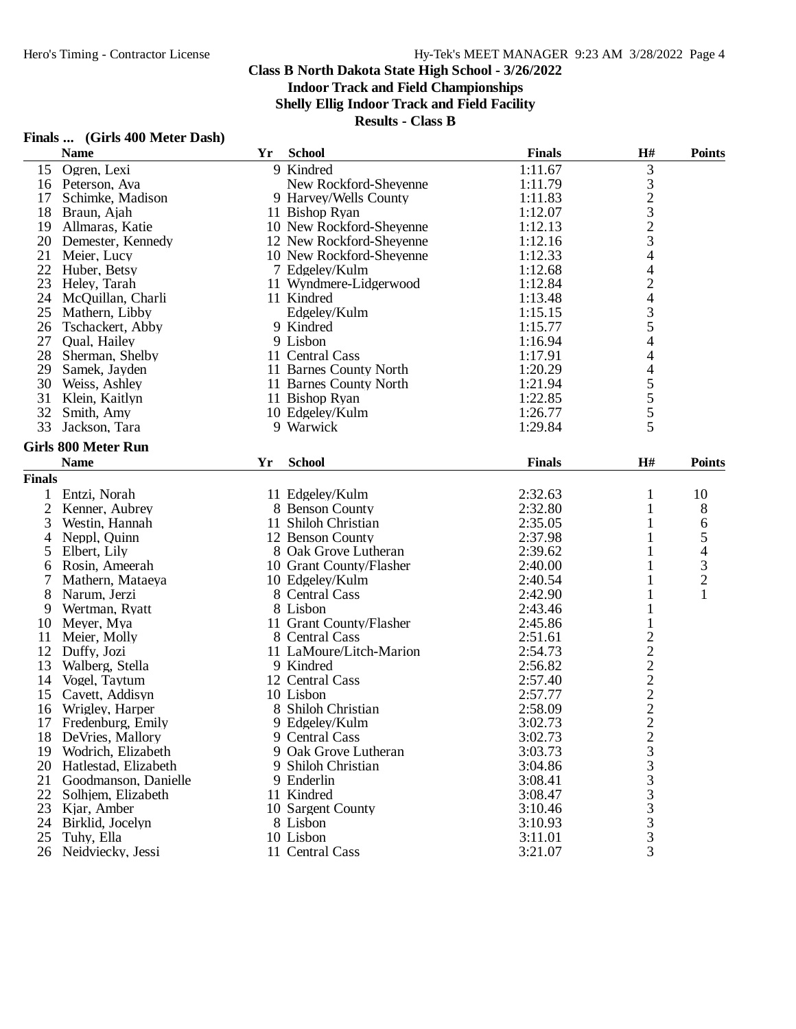# Class B North Dakota State High School - 3/26/2022

## Indoor Track and Field Championships

### Shelly Ellig Indoor Track and Field Facility

**Results - Class B**

### Finals ... (Girls 400 Meter Dash)

| | Name | Yr | School | Finals | H# | Points |
|---|---|---|---|---|---|---|
| 15 | Ogren, Lexi | 9 | Kindred | 1:11.67 | 3 | |
| 16 | Peterson, Ava | | New Rockford-Sheyenne | 1:11.79 | 3 | |
| 17 | Schimke, Madison | 9 | Harvey/Wells County | 1:11.83 | 2 | |
| 18 | Braun, Ajah | 11 | Bishop Ryan | 1:12.07 | 3 | |
| 19 | Allmaras, Katie | 10 | New Rockford-Sheyenne | 1:12.13 | 2 | |
| 20 | Demester, Kennedy | 12 | New Rockford-Sheyenne | 1:12.16 | 3 | |
| 21 | Meier, Lucy | 10 | New Rockford-Sheyenne | 1:12.33 | 4 | |
| 22 | Huber, Betsy | 7 | Edgeley/Kulm | 1:12.68 | 4 | |
| 23 | Heley, Tarah | 11 | Wyndmere-Lidgerwood | 1:12.84 | 2 | |
| 24 | McQuillan, Charli | 11 | Kindred | 1:13.48 | 4 | |
| 25 | Mathern, Libby | | Edgeley/Kulm | 1:15.15 | 3 | |
| 26 | Tschackert, Abby | 9 | Kindred | 1:15.77 | 5 | |
| 27 | Qual, Hailey | 9 | Lisbon | 1:16.94 | 4 | |
| 28 | Sherman, Shelby | 11 | Central Cass | 1:17.91 | 4 | |
| 29 | Samek, Jayden | 11 | Barnes County North | 1:20.29 | 4 | |
| 30 | Weiss, Ashley | 11 | Barnes County North | 1:21.94 | 5 | |
| 31 | Klein, Kaitlyn | 11 | Bishop Ryan | 1:22.85 | 5 | |
| 32 | Smith, Amy | 10 | Edgeley/Kulm | 1:26.77 | 5 | |
| 33 | Jackson, Tara | 9 | Warwick | 1:29.84 | 5 | |

### Girls 800 Meter Run

| | Name | Yr | School | Finals | H# | Points |
|---|---|---|---|---|---|---|
| **Finals** | | | | | | |
| 1 | Entzi, Norah | 11 | Edgeley/Kulm | 2:32.63 | 1 | 10 |
| 2 | Kenner, Aubrey | 8 | Benson County | 2:32.80 | 1 | 8 |
| 3 | Westin, Hannah | 11 | Shiloh Christian | 2:35.05 | 1 | 6 |
| 4 | Neppl, Quinn | 12 | Benson County | 2:37.98 | 1 | 5 |
| 5 | Elbert, Lily | 8 | Oak Grove Lutheran | 2:39.62 | 1 | 4 |
| 6 | Rosin, Ameerah | 10 | Grant County/Flasher | 2:40.00 | 1 | 3 |
| 7 | Mathern, Mataeya | 10 | Edgeley/Kulm | 2:40.54 | 1 | 2 |
| 8 | Narum, Jerzi | 8 | Central Cass | 2:42.90 | 1 | 1 |
| 9 | Wertman, Ryatt | 8 | Lisbon | 2:43.46 | 1 | |
| 10 | Meyer, Mya | 11 | Grant County/Flasher | 2:45.86 | 1 | |
| 11 | Meier, Molly | 8 | Central Cass | 2:51.61 | 2 | |
| 12 | Duffy, Jozi | 11 | LaMoure/Litch-Marion | 2:54.73 | 2 | |
| 13 | Walberg, Stella | 9 | Kindred | 2:56.82 | 2 | |
| 14 | Vogel, Taytum | 12 | Central Cass | 2:57.40 | 2 | |
| 15 | Cavett, Addisyn | 10 | Lisbon | 2:57.77 | 2 | |
| 16 | Wrigley, Harper | 8 | Shiloh Christian | 2:58.09 | 2 | |
| 17 | Fredenburg, Emily | 9 | Edgeley/Kulm | 3:02.73 | 2 | |
| 18 | DeVries, Mallory | 9 | Central Cass | 3:02.73 | 2 | |
| 19 | Wodrich, Elizabeth | 9 | Oak Grove Lutheran | 3:03.73 | 3 | |
| 20 | Hatlestad, Elizabeth | 9 | Shiloh Christian | 3:04.86 | 3 | |
| 21 | Goodmanson, Danielle | 9 | Enderlin | 3:08.41 | 3 | |
| 22 | Solhjem, Elizabeth | 11 | Kindred | 3:08.47 | 3 | |
| 23 | Kjar, Amber | 10 | Sargent County | 3:10.46 | 3 | |
| 24 | Birklid, Jocelyn | 8 | Lisbon | 3:10.93 | 3 | |
| 25 | Tuhy, Ella | 10 | Lisbon | 3:11.01 | 3 | |
| 26 | Neidviecky, Jessi | 11 | Central Cass | 3:21.07 | 3 | |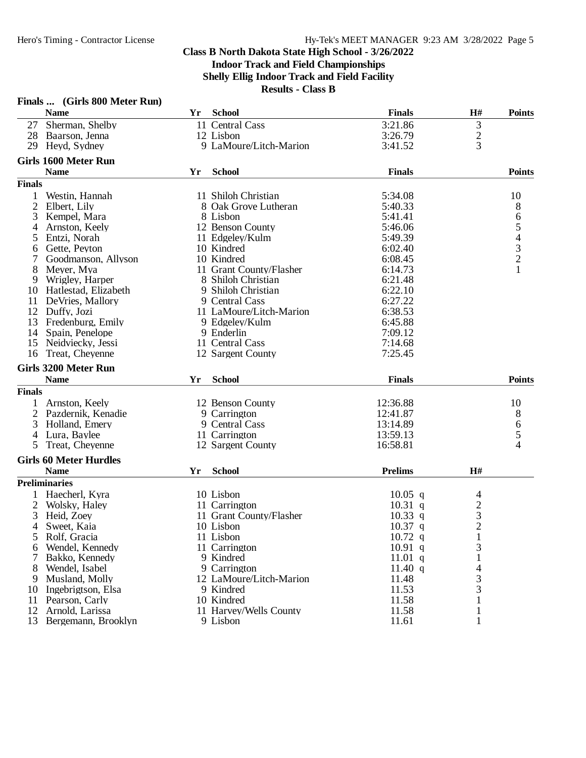## Class B North Dakota State High School - 3/26/2022
## Indoor Track and Field Championships
## Shelly Ellig Indoor Track and Field Facility
## Results - Class B

### Finals ... (Girls 800 Meter Run)

| | Name | Yr | School | Finals | H# | Points |
|---|---|---|---|---|---|---|
| 27 | Sherman, Shelby | 11 | Central Cass | 3:21.86 | 3 | |
| 28 | Baarson, Jenna | 12 | Lisbon | 3:26.79 | 2 | |
| 29 | Heyd, Sydney | 9 | LaMoure/Litch-Marion | 3:41.52 | 3 | |

### Girls 1600 Meter Run

| | Name | Yr | School | Finals | Points |
|---|---|---|---|---|---|
| **Finals** | | | | | |
| 1 | Westin, Hannah | 11 | Shiloh Christian | 5:34.08 | 10 |
| 2 | Elbert, Lily | 8 | Oak Grove Lutheran | 5:40.33 | 8 |
| 3 | Kempel, Mara | 8 | Lisbon | 5:41.41 | 6 |
| 4 | Arnston, Keely | 12 | Benson County | 5:46.06 | 5 |
| 5 | Entzi, Norah | 11 | Edgeley/Kulm | 5:49.39 | 4 |
| 6 | Gette, Peyton | 10 | Kindred | 6:02.40 | 3 |
| 7 | Goodmanson, Allyson | 10 | Kindred | 6:08.45 | 2 |
| 8 | Meyer, Mya | 11 | Grant County/Flasher | 6:14.73 | 1 |
| 9 | Wrigley, Harper | 8 | Shiloh Christian | 6:21.48 | |
| 10 | Hatlestad, Elizabeth | 9 | Shiloh Christian | 6:22.10 | |
| 11 | DeVries, Mallory | 9 | Central Cass | 6:27.22 | |
| 12 | Duffy, Jozi | 11 | LaMoure/Litch-Marion | 6:38.53 | |
| 13 | Fredenburg, Emily | 9 | Edgeley/Kulm | 6:45.88 | |
| 14 | Spain, Penelope | 9 | Enderlin | 7:09.12 | |
| 15 | Neidviecky, Jessi | 11 | Central Cass | 7:14.68 | |
| 16 | Treat, Cheyenne | 12 | Sargent County | 7:25.45 | |

### Girls 3200 Meter Run

| | Name | Yr | School | Finals | Points |
|---|---|---|---|---|---|
| **Finals** | | | | | |
| 1 | Arnston, Keely | 12 | Benson County | 12:36.88 | 10 |
| 2 | Pazdernik, Kenadie | 9 | Carrington | 12:41.87 | 8 |
| 3 | Holland, Emery | 9 | Central Cass | 13:14.89 | 6 |
| 4 | Lura, Baylee | 11 | Carrington | 13:59.13 | 5 |
| 5 | Treat, Cheyenne | 12 | Sargent County | 16:58.81 | 4 |

### Girls 60 Meter Hurdles

| | Name | Yr | School | Prelims | H# |
|---|---|---|---|---|---|
| **Preliminaries** | | | | | |
| 1 | Haecherl, Kyra | 10 | Lisbon | 10.05 q | 4 |
| 2 | Wolsky, Haley | 11 | Carrington | 10.31 q | 2 |
| 3 | Heid, Zoey | 11 | Grant County/Flasher | 10.33 q | 3 |
| 4 | Sweet, Kaia | 10 | Lisbon | 10.37 q | 2 |
| 5 | Rolf, Gracia | 11 | Lisbon | 10.72 q | 1 |
| 6 | Wendel, Kennedy | 11 | Carrington | 10.91 q | 3 |
| 7 | Bakko, Kennedy | 9 | Kindred | 11.01 q | 1 |
| 8 | Wendel, Isabel | 9 | Carrington | 11.40 q | 4 |
| 9 | Musland, Molly | 12 | LaMoure/Litch-Marion | 11.48 | 3 |
| 10 | Ingebrigtson, Elsa | 9 | Kindred | 11.53 | 3 |
| 11 | Pearson, Carly | 10 | Kindred | 11.58 | 1 |
| 12 | Arnold, Larissa | 11 | Harvey/Wells County | 11.58 | 1 |
| 13 | Bergemann, Brooklyn | 9 | Lisbon | 11.61 | 1 |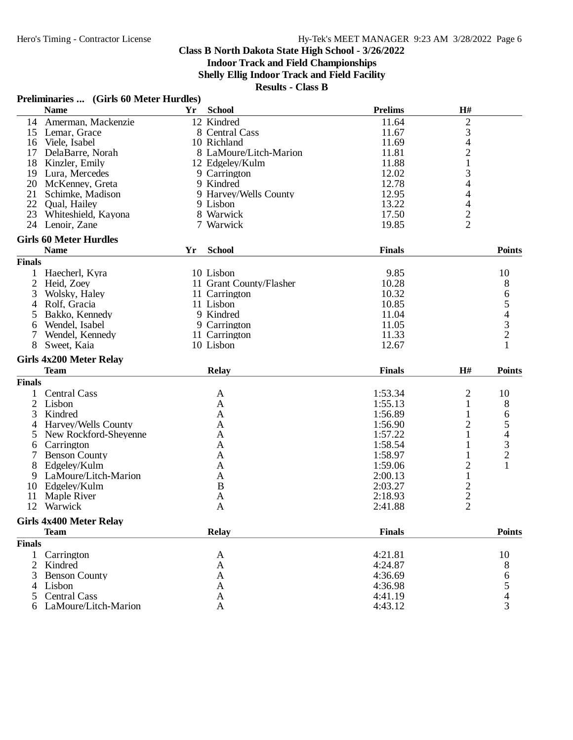**Class B North Dakota State High School - 3/26/2022**
**Indoor Track and Field Championships**
**Shelly Ellig Indoor Track and Field Facility**
**Results - Class B**

### Preliminaries ... (Girls 60 Meter Hurdles)

| | Name | Yr | School | Prelims | H# |
|---|---|---|---|---|---|
| 14 | Amerman, Mackenzie | 12 | Kindred | 11.64 | 2 |
| 15 | Lemar, Grace | 8 | Central Cass | 11.67 | 3 |
| 16 | Viele, Isabel | 10 | Richland | 11.69 | 4 |
| 17 | DelaBarre, Norah | 8 | LaMoure/Litch-Marion | 11.81 | 2 |
| 18 | Kinzler, Emily | 12 | Edgeley/Kulm | 11.88 | 1 |
| 19 | Lura, Mercedes | 9 | Carrington | 12.02 | 3 |
| 20 | McKenney, Greta | 9 | Kindred | 12.78 | 4 |
| 21 | Schimke, Madison | 9 | Harvey/Wells County | 12.95 | 4 |
| 22 | Qual, Hailey | 9 | Lisbon | 13.22 | 4 |
| 23 | Whiteshield, Kayona | 8 | Warwick | 17.50 | 2 |
| 24 | Lenoir, Zane | 7 | Warwick | 19.85 | 2 |

### Girls 60 Meter Hurdles

**Finals**

| | Name | Yr | School | Finals | Points |
|---|---|---|---|---|---|
| 1 | Haecherl, Kyra | 10 | Lisbon | 9.85 | 10 |
| 2 | Heid, Zoey | 11 | Grant County/Flasher | 10.28 | 8 |
| 3 | Wolsky, Haley | 11 | Carrington | 10.32 | 6 |
| 4 | Rolf, Gracia | 11 | Lisbon | 10.85 | 5 |
| 5 | Bakko, Kennedy | 9 | Kindred | 11.04 | 4 |
| 6 | Wendel, Isabel | 9 | Carrington | 11.05 | 3 |
| 7 | Wendel, Kennedy | 11 | Carrington | 11.33 | 2 |
| 8 | Sweet, Kaia | 10 | Lisbon | 12.67 | 1 |

### Girls 4x200 Meter Relay

**Finals**

| | Team | Relay | Finals | H# | Points |
|---|---|---|---|---|---|
| 1 | Central Cass | A | 1:53.34 | 2 | 10 |
| 2 | Lisbon | A | 1:55.13 | 1 | 8 |
| 3 | Kindred | A | 1:56.89 | 1 | 6 |
| 4 | Harvey/Wells County | A | 1:56.90 | 2 | 5 |
| 5 | New Rockford-Sheyenne | A | 1:57.22 | 1 | 4 |
| 6 | Carrington | A | 1:58.54 | 1 | 3 |
| 7 | Benson County | A | 1:58.97 | 1 | 2 |
| 8 | Edgeley/Kulm | A | 1:59.06 | 2 | 1 |
| 9 | LaMoure/Litch-Marion | A | 2:00.13 | 1 | |
| 10 | Edgeley/Kulm | B | 2:03.27 | 2 | |
| 11 | Maple River | A | 2:18.93 | 2 | |
| 12 | Warwick | A | 2:41.88 | 2 | |

### Girls 4x400 Meter Relay

**Finals**

| | Team | Relay | Finals | Points |
|---|---|---|---|---|
| 1 | Carrington | A | 4:21.81 | 10 |
| 2 | Kindred | A | 4:24.87 | 8 |
| 3 | Benson County | A | 4:36.69 | 6 |
| 4 | Lisbon | A | 4:36.98 | 5 |
| 5 | Central Cass | A | 4:41.19 | 4 |
| 6 | LaMoure/Litch-Marion | A | 4:43.12 | 3 |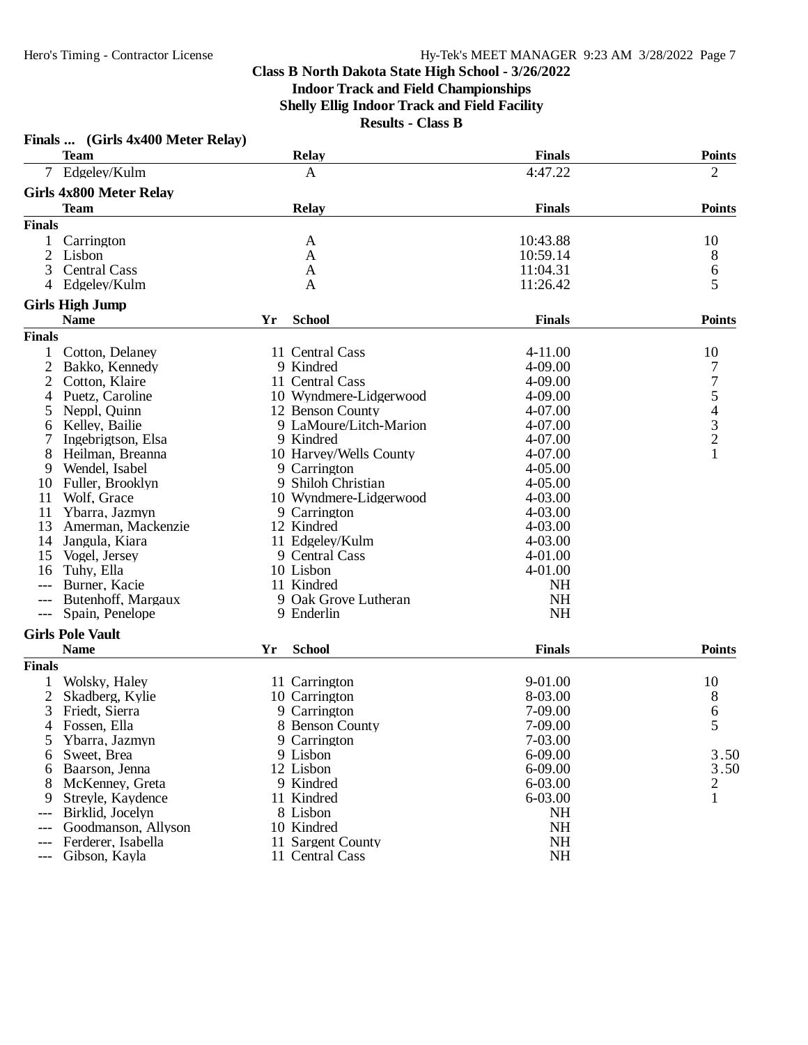## Class B North Dakota State High School - 3/26/2022

## Indoor Track and Field Championships

## Shelly Ellig Indoor Track and Field Facility

## Results - Class B

### Finals ... (Girls 4x400 Meter Relay)

| | Team | Relay | Finals | Points |
|---|---|---|---|---|
| 7 | Edgeley/Kulm | A | 4:47.22 | 2 |

### Girls 4x800 Meter Relay

| | Team | Relay | Finals | Points |
|---|---|---|---|---|
| **Finals** | | | | |
| 1 | Carrington | A | 10:43.88 | 10 |
| 2 | Lisbon | A | 10:59.14 | 8 |
| 3 | Central Cass | A | 11:04.31 | 6 |
| 4 | Edgeley/Kulm | A | 11:26.42 | 5 |

### Girls High Jump

| | Name | Yr | School | Finals | Points |
|---|---|---|---|---|---|
| **Finals** | | | | | |
| 1 | Cotton, Delaney | 11 | Central Cass | 4-11.00 | 10 |
| 2 | Bakko, Kennedy | 9 | Kindred | 4-09.00 | 7 |
| 2 | Cotton, Klaire | 11 | Central Cass | 4-09.00 | 7 |
| 4 | Puetz, Caroline | 10 | Wyndmere-Lidgerwood | 4-09.00 | 5 |
| 5 | Neppl, Quinn | 12 | Benson County | 4-07.00 | 4 |
| 6 | Kelley, Bailie | 9 | LaMoure/Litch-Marion | 4-07.00 | 3 |
| 7 | Ingebrigtson, Elsa | 9 | Kindred | 4-07.00 | 2 |
| 8 | Heilman, Breanna | 10 | Harvey/Wells County | 4-07.00 | 1 |
| 9 | Wendel, Isabel | 9 | Carrington | 4-05.00 | |
| 10 | Fuller, Brooklyn | 9 | Shiloh Christian | 4-05.00 | |
| 11 | Wolf, Grace | 10 | Wyndmere-Lidgerwood | 4-03.00 | |
| 11 | Ybarra, Jazmyn | 9 | Carrington | 4-03.00 | |
| 13 | Amerman, Mackenzie | 12 | Kindred | 4-03.00 | |
| 14 | Jangula, Kiara | 11 | Edgeley/Kulm | 4-03.00 | |
| 15 | Vogel, Jersey | 9 | Central Cass | 4-01.00 | |
| 16 | Tuhy, Ella | 10 | Lisbon | 4-01.00 | |
| --- | Burner, Kacie | 11 | Kindred | NH | |
| --- | Butenhoff, Margaux | 9 | Oak Grove Lutheran | NH | |
| --- | Spain, Penelope | 9 | Enderlin | NH | |

### Girls Pole Vault

| | Name | Yr | School | Finals | Points |
|---|---|---|---|---|---|
| **Finals** | | | | | |
| 1 | Wolsky, Haley | 11 | Carrington | 9-01.00 | 10 |
| 2 | Skadberg, Kylie | 10 | Carrington | 8-03.00 | 8 |
| 3 | Friedt, Sierra | 9 | Carrington | 7-09.00 | 6 |
| 4 | Fossen, Ella | 8 | Benson County | 7-09.00 | 5 |
| 5 | Ybarra, Jazmyn | 9 | Carrington | 7-03.00 | |
| 6 | Sweet, Brea | 9 | Lisbon | 6-09.00 | 3.50 |
| 6 | Baarson, Jenna | 12 | Lisbon | 6-09.00 | 3.50 |
| 8 | McKenney, Greta | 9 | Kindred | 6-03.00 | 2 |
| 9 | Streyle, Kaydence | 11 | Kindred | 6-03.00 | 1 |
| --- | Birklid, Jocelyn | 8 | Lisbon | NH | |
| --- | Goodmanson, Allyson | 10 | Kindred | NH | |
| --- | Ferderer, Isabella | 11 | Sargent County | NH | |
| --- | Gibson, Kayla | 11 | Central Cass | NH | |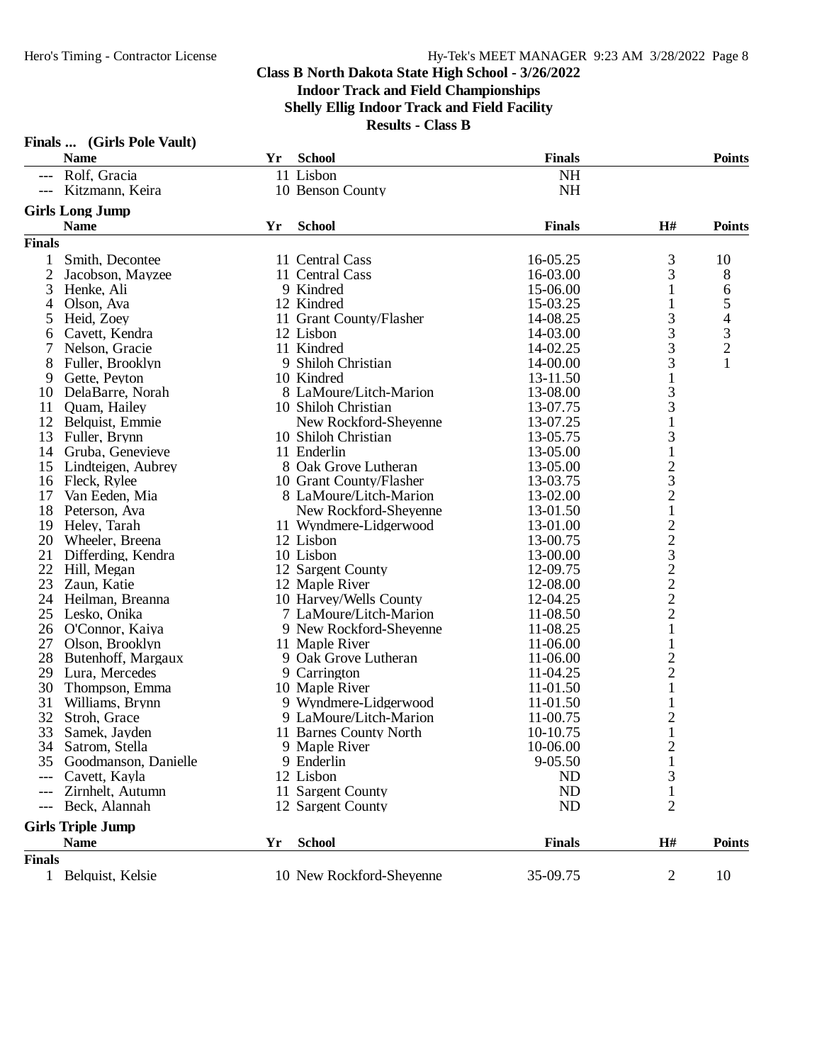## Class B North Dakota State High School - 3/26/2022
### Indoor Track and Field Championships
### Shelly Ellig Indoor Track and Field Facility
### Results - Class B

**Finals ... (Girls Pole Vault)**

| | Name | Yr | School | Finals | Points |
|---|---|---|---|---|---|
| --- | Rolf, Gracia | 11 | Lisbon | NH | |
| --- | Kitzmann, Keira | 10 | Benson County | NH | |

**Girls Long Jump**

**Finals**

| | Name | Yr | School | Finals | H# | Points |
|---|---|---|---|---|---|---|
| 1 | Smith, Decontee | 11 | Central Cass | 16-05.25 | 3 | 10 |
| 2 | Jacobson, Mayzee | 11 | Central Cass | 16-03.00 | 3 | 8 |
| 3 | Henke, Ali | 9 | Kindred | 15-06.00 | 1 | 6 |
| 4 | Olson, Ava | 12 | Kindred | 15-03.25 | 1 | 5 |
| 5 | Heid, Zoey | 11 | Grant County/Flasher | 14-08.25 | 3 | 4 |
| 6 | Cavett, Kendra | 12 | Lisbon | 14-03.00 | 3 | 3 |
| 7 | Nelson, Gracie | 11 | Kindred | 14-02.25 | 3 | 2 |
| 8 | Fuller, Brooklyn | 9 | Shiloh Christian | 14-00.00 | 3 | 1 |
| 9 | Gette, Peyton | 10 | Kindred | 13-11.50 | 1 | |
| 10 | DelaBarre, Norah | 8 | LaMoure/Litch-Marion | 13-08.00 | 3 | |
| 11 | Quam, Hailey | 10 | Shiloh Christian | 13-07.75 | 3 | |
| 12 | Belquist, Emmie | | New Rockford-Sheyenne | 13-07.25 | 1 | |
| 13 | Fuller, Brynn | 10 | Shiloh Christian | 13-05.75 | 3 | |
| 14 | Gruba, Genevieve | 11 | Enderlin | 13-05.00 | 1 | |
| 15 | Lindteigen, Aubrey | 8 | Oak Grove Lutheran | 13-05.00 | 2 | |
| 16 | Fleck, Rylee | 10 | Grant County/Flasher | 13-03.75 | 3 | |
| 17 | Van Eeden, Mia | 8 | LaMoure/Litch-Marion | 13-02.00 | 2 | |
| 18 | Peterson, Ava | | New Rockford-Sheyenne | 13-01.50 | 1 | |
| 19 | Heley, Tarah | 11 | Wyndmere-Lidgerwood | 13-01.00 | 2 | |
| 20 | Wheeler, Breena | 12 | Lisbon | 13-00.75 | 2 | |
| 21 | Differding, Kendra | 10 | Lisbon | 13-00.00 | 3 | |
| 22 | Hill, Megan | 12 | Sargent County | 12-09.75 | 2 | |
| 23 | Zaun, Katie | 12 | Maple River | 12-08.00 | 2 | |
| 24 | Heilman, Breanna | 10 | Harvey/Wells County | 12-04.25 | 2 | |
| 25 | Lesko, Onika | 7 | LaMoure/Litch-Marion | 11-08.50 | 2 | |
| 26 | O'Connor, Kaiya | 9 | New Rockford-Sheyenne | 11-08.25 | 1 | |
| 27 | Olson, Brooklyn | 11 | Maple River | 11-06.00 | 1 | |
| 28 | Butenhoff, Margaux | 9 | Oak Grove Lutheran | 11-06.00 | 2 | |
| 29 | Lura, Mercedes | 9 | Carrington | 11-04.25 | 2 | |
| 30 | Thompson, Emma | 10 | Maple River | 11-01.50 | 1 | |
| 31 | Williams, Brynn | 9 | Wyndmere-Lidgerwood | 11-01.50 | 1 | |
| 32 | Stroh, Grace | 9 | LaMoure/Litch-Marion | 11-00.75 | 2 | |
| 33 | Samek, Jayden | 11 | Barnes County North | 10-10.75 | 1 | |
| 34 | Satrom, Stella | 9 | Maple River | 10-06.00 | 2 | |
| 35 | Goodmanson, Danielle | 9 | Enderlin | 9-05.50 | 1 | |
| --- | Cavett, Kayla | 12 | Lisbon | ND | 3 | |
| --- | Zirnhelt, Autumn | 11 | Sargent County | ND | 1 | |
| --- | Beck, Alannah | 12 | Sargent County | ND | 2 | |

**Girls Triple Jump**

**Finals**

| | Name | Yr | School | Finals | H# | Points |
|---|---|---|---|---|---|---|
| 1 | Belquist, Kelsie | 10 | New Rockford-Sheyenne | 35-09.75 | 2 | 10 |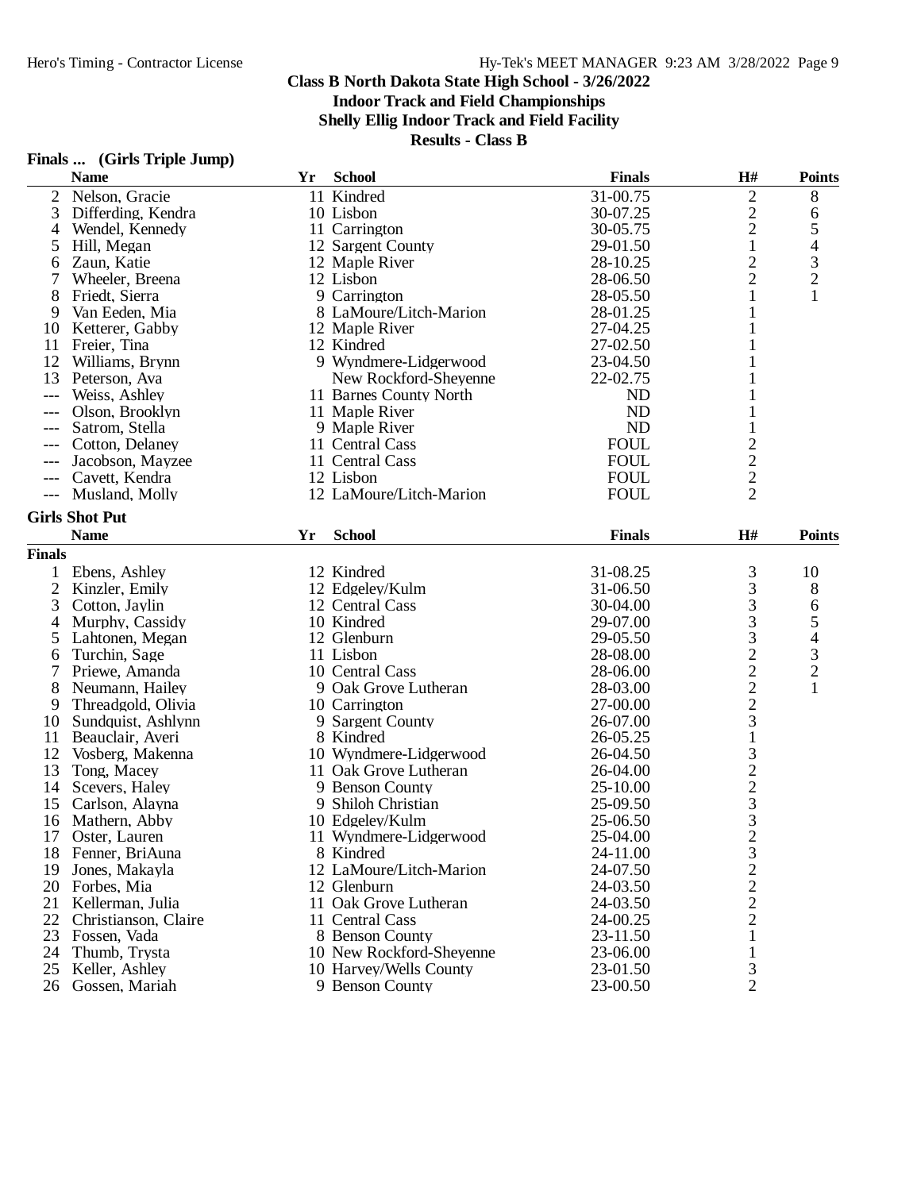# Class B North Dakota State High School - 3/26/2022

## Indoor Track and Field Championships

## Shelly Ellig Indoor Track and Field Facility

## Results - Class B

### Finals ... (Girls Triple Jump)

| | Name | Yr | School | Finals | H# | Points |
|---|---|---|---|---|---|---|
| 2 | Nelson, Gracie | 11 | Kindred | 31-00.75 | 2 | 8 |
| 3 | Differding, Kendra | 10 | Lisbon | 30-07.25 | 2 | 6 |
| 4 | Wendel, Kennedy | 11 | Carrington | 30-05.75 | 2 | 5 |
| 5 | Hill, Megan | 12 | Sargent County | 29-01.50 | 1 | 4 |
| 6 | Zaun, Katie | 12 | Maple River | 28-10.25 | 2 | 3 |
| 7 | Wheeler, Breena | 12 | Lisbon | 28-06.50 | 2 | 2 |
| 8 | Friedt, Sierra | 9 | Carrington | 28-05.50 | 1 | 1 |
| 9 | Van Eeden, Mia | 8 | LaMoure/Litch-Marion | 28-01.25 | 1 | |
| 10 | Ketterer, Gabby | 12 | Maple River | 27-04.25 | 1 | |
| 11 | Freier, Tina | 12 | Kindred | 27-02.50 | 1 | |
| 12 | Williams, Brynn | 9 | Wyndmere-Lidgerwood | 23-04.50 | 1 | |
| 13 | Peterson, Ava | | New Rockford-Sheyenne | 22-02.75 | 1 | |
| --- | Weiss, Ashley | 11 | Barnes County North | ND | 1 | |
| --- | Olson, Brooklyn | 11 | Maple River | ND | 1 | |
| --- | Satrom, Stella | 9 | Maple River | ND | 1 | |
| --- | Cotton, Delaney | 11 | Central Cass | FOUL | 2 | |
| --- | Jacobson, Mayzee | 11 | Central Cass | FOUL | 2 | |
| --- | Cavett, Kendra | 12 | Lisbon | FOUL | 2 | |
| --- | Musland, Molly | 12 | LaMoure/Litch-Marion | FOUL | 2 | |

### Girls Shot Put

| | Name | Yr | School | Finals | H# | Points |
|---|---|---|---|---|---|---|
| **Finals** | | | | | | |
| 1 | Ebens, Ashley | 12 | Kindred | 31-08.25 | 3 | 10 |
| 2 | Kinzler, Emily | 12 | Edgeley/Kulm | 31-06.50 | 3 | 8 |
| 3 | Cotton, Jaylin | 12 | Central Cass | 30-04.00 | 3 | 6 |
| 4 | Murphy, Cassidy | 10 | Kindred | 29-07.00 | 3 | 5 |
| 5 | Lahtonen, Megan | 12 | Glenburn | 29-05.50 | 3 | 4 |
| 6 | Turchin, Sage | 11 | Lisbon | 28-08.00 | 2 | 3 |
| 7 | Priewe, Amanda | 10 | Central Cass | 28-06.00 | 2 | 2 |
| 8 | Neumann, Hailey | 9 | Oak Grove Lutheran | 28-03.00 | 2 | 1 |
| 9 | Threadgold, Olivia | 10 | Carrington | 27-00.00 | 2 | |
| 10 | Sundquist, Ashlynn | 9 | Sargent County | 26-07.00 | 3 | |
| 11 | Beauclair, Averi | 8 | Kindred | 26-05.25 | 1 | |
| 12 | Vosberg, Makenna | 10 | Wyndmere-Lidgerwood | 26-04.50 | 3 | |
| 13 | Tong, Macey | 11 | Oak Grove Lutheran | 26-04.00 | 2 | |
| 14 | Scevers, Haley | 9 | Benson County | 25-10.00 | 2 | |
| 15 | Carlson, Alayna | 9 | Shiloh Christian | 25-09.50 | 3 | |
| 16 | Mathern, Abby | 10 | Edgeley/Kulm | 25-06.50 | 3 | |
| 17 | Oster, Lauren | 11 | Wyndmere-Lidgerwood | 25-04.00 | 2 | |
| 18 | Fenner, BriAuna | 8 | Kindred | 24-11.00 | 3 | |
| 19 | Jones, Makayla | 12 | LaMoure/Litch-Marion | 24-07.50 | 2 | |
| 20 | Forbes, Mia | 12 | Glenburn | 24-03.50 | 2 | |
| 21 | Kellerman, Julia | 11 | Oak Grove Lutheran | 24-03.50 | 2 | |
| 22 | Christianson, Claire | 11 | Central Cass | 24-00.25 | 2 | |
| 23 | Fossen, Vada | 8 | Benson County | 23-11.50 | 1 | |
| 24 | Thumb, Trysta | 10 | New Rockford-Sheyenne | 23-06.00 | 1 | |
| 25 | Keller, Ashley | 10 | Harvey/Wells County | 23-01.50 | 3 | |
| 26 | Gossen, Mariah | 9 | Benson County | 23-00.50 | 2 | |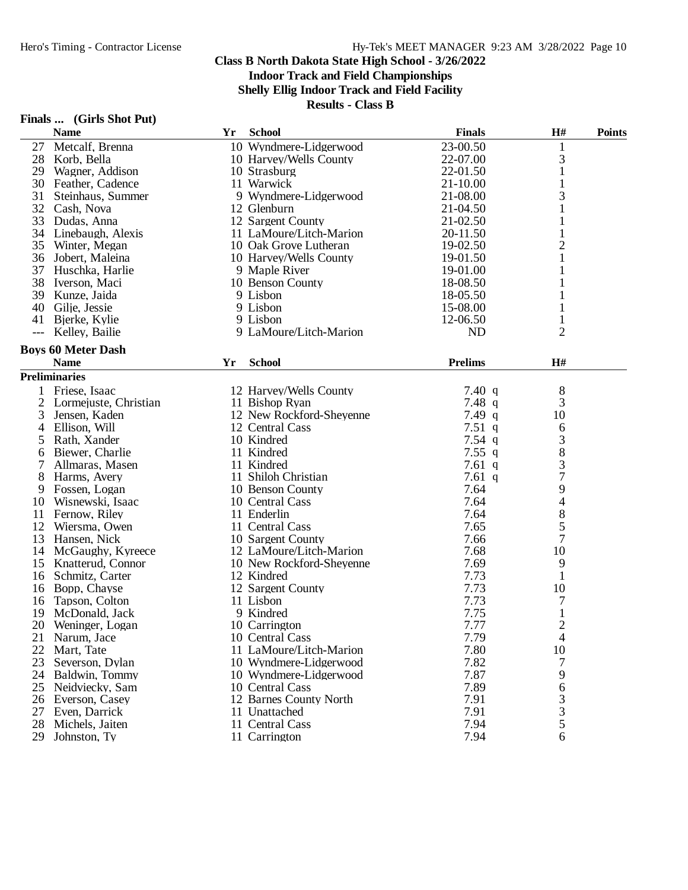## Class B North Dakota State High School - 3/26/2022

### Indoor Track and Field Championships

### Shelly Ellig Indoor Track and Field Facility

### Results - Class B

**Finals ... (Girls Shot Put)**

| | Name | Yr | School | Finals | H# | Points |
|---|---|---|---|---|---|---|
| 27 | Metcalf, Brenna | 10 | Wyndmere-Lidgerwood | 23-00.50 | 1 | |
| 28 | Korb, Bella | 10 | Harvey/Wells County | 22-07.00 | 3 | |
| 29 | Wagner, Addison | 10 | Strasburg | 22-01.50 | 1 | |
| 30 | Feather, Cadence | 11 | Warwick | 21-10.00 | 1 | |
| 31 | Steinhaus, Summer | 9 | Wyndmere-Lidgerwood | 21-08.00 | 3 | |
| 32 | Cash, Nova | 12 | Glenburn | 21-04.50 | 1 | |
| 33 | Dudas, Anna | 12 | Sargent County | 21-02.50 | 1 | |
| 34 | Linebaugh, Alexis | 11 | LaMoure/Litch-Marion | 20-11.50 | 1 | |
| 35 | Winter, Megan | 10 | Oak Grove Lutheran | 19-02.50 | 2 | |
| 36 | Jobert, Maleina | 10 | Harvey/Wells County | 19-01.50 | 1 | |
| 37 | Huschka, Harlie | 9 | Maple River | 19-01.00 | 1 | |
| 38 | Iverson, Maci | 10 | Benson County | 18-08.50 | 1 | |
| 39 | Kunze, Jaida | 9 | Lisbon | 18-05.50 | 1 | |
| 40 | Gilje, Jessie | 9 | Lisbon | 15-08.00 | 1 | |
| 41 | Bjerke, Kylie | 9 | Lisbon | 12-06.50 | 1 | |
| --- | Kelley, Bailie | 9 | LaMoure/Litch-Marion | ND | 2 | |

**Boys 60 Meter Dash**

**Preliminaries**

| | Name | Yr | School | Prelims | | H# |
|---|---|---|---|---|---|---|
| 1 | Friese, Isaac | 12 | Harvey/Wells County | 7.40 | q | 8 |
| 2 | Lormejuste, Christian | 11 | Bishop Ryan | 7.48 | q | 3 |
| 3 | Jensen, Kaden | 12 | New Rockford-Sheyenne | 7.49 | q | 10 |
| 4 | Ellison, Will | 12 | Central Cass | 7.51 | q | 6 |
| 5 | Rath, Xander | 10 | Kindred | 7.54 | q | 3 |
| 6 | Biewer, Charlie | 11 | Kindred | 7.55 | q | 8 |
| 7 | Allmaras, Masen | 11 | Kindred | 7.61 | q | 3 |
| 8 | Harms, Avery | 11 | Shiloh Christian | 7.61 | q | 7 |
| 9 | Fossen, Logan | 10 | Benson County | 7.64 | | 9 |
| 10 | Wisnewski, Isaac | 10 | Central Cass | 7.64 | | 4 |
| 11 | Fernow, Riley | 11 | Enderlin | 7.64 | | 8 |
| 12 | Wiersma, Owen | 11 | Central Cass | 7.65 | | 5 |
| 13 | Hansen, Nick | 10 | Sargent County | 7.66 | | 7 |
| 14 | McGaughy, Kyreece | 12 | LaMoure/Litch-Marion | 7.68 | | 10 |
| 15 | Knatterud, Connor | 10 | New Rockford-Sheyenne | 7.69 | | 9 |
| 16 | Schmitz, Carter | 12 | Kindred | 7.73 | | 1 |
| 16 | Bopp, Chayse | 12 | Sargent County | 7.73 | | 10 |
| 16 | Tapson, Colton | 11 | Lisbon | 7.73 | | 7 |
| 19 | McDonald, Jack | 9 | Kindred | 7.75 | | 1 |
| 20 | Weninger, Logan | 10 | Carrington | 7.77 | | 2 |
| 21 | Narum, Jace | 10 | Central Cass | 7.79 | | 4 |
| 22 | Mart, Tate | 11 | LaMoure/Litch-Marion | 7.80 | | 10 |
| 23 | Severson, Dylan | 10 | Wyndmere-Lidgerwood | 7.82 | | 7 |
| 24 | Baldwin, Tommy | 10 | Wyndmere-Lidgerwood | 7.87 | | 9 |
| 25 | Neidviecky, Sam | 10 | Central Cass | 7.89 | | 6 |
| 26 | Everson, Casey | 12 | Barnes County North | 7.91 | | 3 |
| 27 | Even, Darrick | 11 | Unattached | 7.91 | | 3 |
| 28 | Michels, Jaiten | 11 | Central Cass | 7.94 | | 5 |
| 29 | Johnston, Ty | 11 | Carrington | 7.94 | | 6 |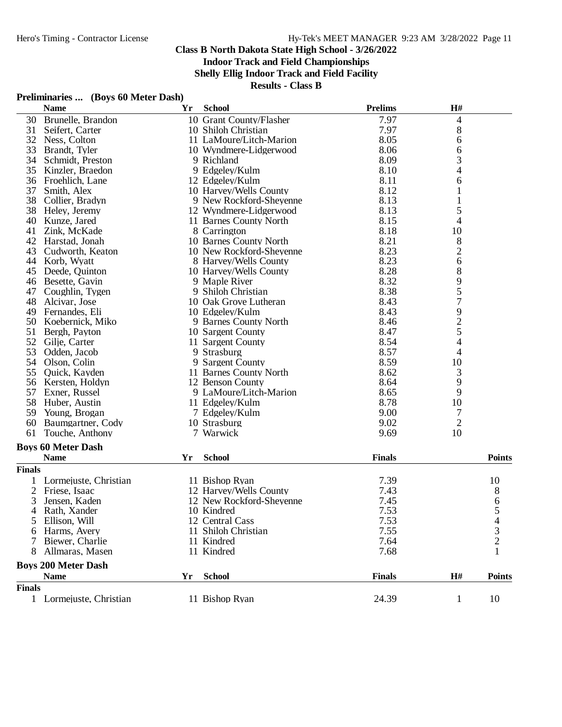**Class B North Dakota State High School - 3/26/2022**

**Indoor Track and Field Championships**

**Shelly Ellig Indoor Track and Field Facility**

**Results - Class B**

### Preliminaries ... (Boys 60 Meter Dash)

| | Name | Yr | School | Prelims | H# |
|---|---|---|---|---|---|
| 30 | Brunelle, Brandon | 10 | Grant County/Flasher | 7.97 | 4 |
| 31 | Seifert, Carter | 10 | Shiloh Christian | 7.97 | 8 |
| 32 | Ness, Colton | 11 | LaMoure/Litch-Marion | 8.05 | 6 |
| 33 | Brandt, Tyler | 10 | Wyndmere-Lidgerwood | 8.06 | 6 |
| 34 | Schmidt, Preston | 9 | Richland | 8.09 | 3 |
| 35 | Kinzler, Braedon | 9 | Edgeley/Kulm | 8.10 | 4 |
| 36 | Froehlich, Lane | 12 | Edgeley/Kulm | 8.11 | 6 |
| 37 | Smith, Alex | 10 | Harvey/Wells County | 8.12 | 1 |
| 38 | Collier, Bradyn | 9 | New Rockford-Sheyenne | 8.13 | 1 |
| 38 | Heley, Jeremy | 12 | Wyndmere-Lidgerwood | 8.13 | 5 |
| 40 | Kunze, Jared | 11 | Barnes County North | 8.15 | 4 |
| 41 | Zink, McKade | 8 | Carrington | 8.18 | 10 |
| 42 | Harstad, Jonah | 10 | Barnes County North | 8.21 | 8 |
| 43 | Cudworth, Keaton | 10 | New Rockford-Sheyenne | 8.23 | 2 |
| 44 | Korb, Wyatt | 8 | Harvey/Wells County | 8.23 | 6 |
| 45 | Deede, Quinton | 10 | Harvey/Wells County | 8.28 | 8 |
| 46 | Besette, Gavin | 9 | Maple River | 8.32 | 9 |
| 47 | Coughlin, Tygen | 9 | Shiloh Christian | 8.38 | 5 |
| 48 | Alcivar, Jose | 10 | Oak Grove Lutheran | 8.43 | 7 |
| 49 | Fernandes, Eli | 10 | Edgeley/Kulm | 8.43 | 9 |
| 50 | Koebernick, Miko | 9 | Barnes County North | 8.46 | 2 |
| 51 | Bergh, Payton | 10 | Sargent County | 8.47 | 5 |
| 52 | Gilje, Carter | 11 | Sargent County | 8.54 | 4 |
| 53 | Odden, Jacob | 9 | Strasburg | 8.57 | 4 |
| 54 | Olson, Colin | 9 | Sargent County | 8.59 | 10 |
| 55 | Quick, Kayden | 11 | Barnes County North | 8.62 | 3 |
| 56 | Kersten, Holdyn | 12 | Benson County | 8.64 | 9 |
| 57 | Exner, Russel | 9 | LaMoure/Litch-Marion | 8.65 | 9 |
| 58 | Huber, Austin | 11 | Edgeley/Kulm | 8.78 | 10 |
| 59 | Young, Brogan | 7 | Edgeley/Kulm | 9.00 | 7 |
| 60 | Baumgartner, Cody | 10 | Strasburg | 9.02 | 2 |
| 61 | Touche, Anthony | 7 | Warwick | 9.69 | 10 |

### Boys 60 Meter Dash

**Finals**

| | Name | Yr | School | Finals | Points |
|---|---|---|---|---|---|
| 1 | Lormejuste, Christian | 11 | Bishop Ryan | 7.39 | 10 |
| 2 | Friese, Isaac | 12 | Harvey/Wells County | 7.43 | 8 |
| 3 | Jensen, Kaden | 12 | New Rockford-Sheyenne | 7.45 | 6 |
| 4 | Rath, Xander | 10 | Kindred | 7.53 | 5 |
| 5 | Ellison, Will | 12 | Central Cass | 7.53 | 4 |
| 6 | Harms, Avery | 11 | Shiloh Christian | 7.55 | 3 |
| 7 | Biewer, Charlie | 11 | Kindred | 7.64 | 2 |
| 8 | Allmaras, Masen | 11 | Kindred | 7.68 | 1 |

### Boys 200 Meter Dash

**Finals**

| | Name | Yr | School | Finals | H# | Points |
|---|---|---|---|---|---|---|
| 1 | Lormejuste, Christian | 11 | Bishop Ryan | 24.39 | 1 | 10 |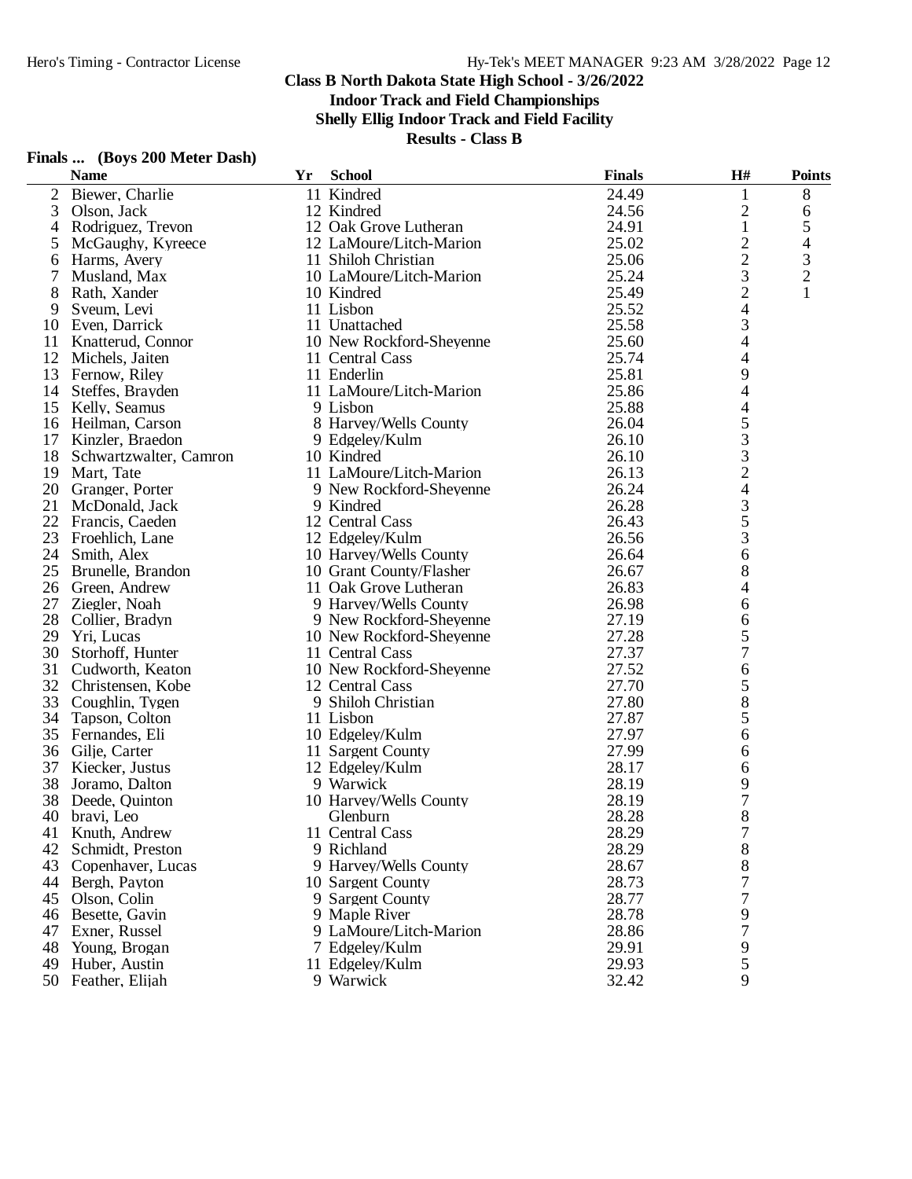## Class B North Dakota State High School - 3/26/2022

### Indoor Track and Field Championships

### Shelly Ellig Indoor Track and Field Facility

### Results - Class B

**Finals ... (Boys 200 Meter Dash)**

| | Name | Yr | School | Finals | H# | Points |
|---|---|---|---|---|---|---|
| 2 | Biewer, Charlie | 11 | Kindred | 24.49 | 1 | 8 |
| 3 | Olson, Jack | 12 | Kindred | 24.56 | 2 | 6 |
| 4 | Rodriguez, Trevon | 12 | Oak Grove Lutheran | 24.91 | 1 | 5 |
| 5 | McGaughy, Kyreece | 12 | LaMoure/Litch-Marion | 25.02 | 2 | 4 |
| 6 | Harms, Avery | 11 | Shiloh Christian | 25.06 | 2 | 3 |
| 7 | Musland, Max | 10 | LaMoure/Litch-Marion | 25.24 | 3 | 2 |
| 8 | Rath, Xander | 10 | Kindred | 25.49 | 2 | 1 |
| 9 | Sveum, Levi | 11 | Lisbon | 25.52 | 4 | |
| 10 | Even, Darrick | 11 | Unattached | 25.58 | 3 | |
| 11 | Knatterud, Connor | 10 | New Rockford-Sheyenne | 25.60 | 4 | |
| 12 | Michels, Jaiten | 11 | Central Cass | 25.74 | 4 | |
| 13 | Fernow, Riley | 11 | Enderlin | 25.81 | 9 | |
| 14 | Steffes, Brayden | 11 | LaMoure/Litch-Marion | 25.86 | 4 | |
| 15 | Kelly, Seamus | 9 | Lisbon | 25.88 | 4 | |
| 16 | Heilman, Carson | 8 | Harvey/Wells County | 26.04 | 5 | |
| 17 | Kinzler, Braedon | 9 | Edgeley/Kulm | 26.10 | 3 | |
| 18 | Schwartzwalter, Camron | 10 | Kindred | 26.10 | 3 | |
| 19 | Mart, Tate | 11 | LaMoure/Litch-Marion | 26.13 | 2 | |
| 20 | Granger, Porter | 9 | New Rockford-Sheyenne | 26.24 | 4 | |
| 21 | McDonald, Jack | 9 | Kindred | 26.28 | 3 | |
| 22 | Francis, Caeden | 12 | Central Cass | 26.43 | 5 | |
| 23 | Froehlich, Lane | 12 | Edgeley/Kulm | 26.56 | 3 | |
| 24 | Smith, Alex | 10 | Harvey/Wells County | 26.64 | 6 | |
| 25 | Brunelle, Brandon | 10 | Grant County/Flasher | 26.67 | 8 | |
| 26 | Green, Andrew | 11 | Oak Grove Lutheran | 26.83 | 4 | |
| 27 | Ziegler, Noah | 9 | Harvey/Wells County | 26.98 | 6 | |
| 28 | Collier, Bradyn | 9 | New Rockford-Sheyenne | 27.19 | 6 | |
| 29 | Yri, Lucas | 10 | New Rockford-Sheyenne | 27.28 | 5 | |
| 30 | Storhoff, Hunter | 11 | Central Cass | 27.37 | 7 | |
| 31 | Cudworth, Keaton | 10 | New Rockford-Sheyenne | 27.52 | 6 | |
| 32 | Christensen, Kobe | 12 | Central Cass | 27.70 | 5 | |
| 33 | Coughlin, Tygen | 9 | Shiloh Christian | 27.80 | 8 | |
| 34 | Tapson, Colton | 11 | Lisbon | 27.87 | 5 | |
| 35 | Fernandes, Eli | 10 | Edgeley/Kulm | 27.97 | 6 | |
| 36 | Gilje, Carter | 11 | Sargent County | 27.99 | 6 | |
| 37 | Kiecker, Justus | 12 | Edgeley/Kulm | 28.17 | 6 | |
| 38 | Joramo, Dalton | 9 | Warwick | 28.19 | 9 | |
| 38 | Deede, Quinton | 10 | Harvey/Wells County | 28.19 | 7 | |
| 40 | bravi, Leo | | Glenburn | 28.28 | 8 | |
| 41 | Knuth, Andrew | 11 | Central Cass | 28.29 | 7 | |
| 42 | Schmidt, Preston | 9 | Richland | 28.29 | 8 | |
| 43 | Copenhaver, Lucas | 9 | Harvey/Wells County | 28.67 | 8 | |
| 44 | Bergh, Payton | 10 | Sargent County | 28.73 | 7 | |
| 45 | Olson, Colin | 9 | Sargent County | 28.77 | 7 | |
| 46 | Besette, Gavin | 9 | Maple River | 28.78 | 9 | |
| 47 | Exner, Russel | 9 | LaMoure/Litch-Marion | 28.86 | 7 | |
| 48 | Young, Brogan | 7 | Edgeley/Kulm | 29.91 | 9 | |
| 49 | Huber, Austin | 11 | Edgeley/Kulm | 29.93 | 5 | |
| 50 | Feather, Elijah | 9 | Warwick | 32.42 | 9 | |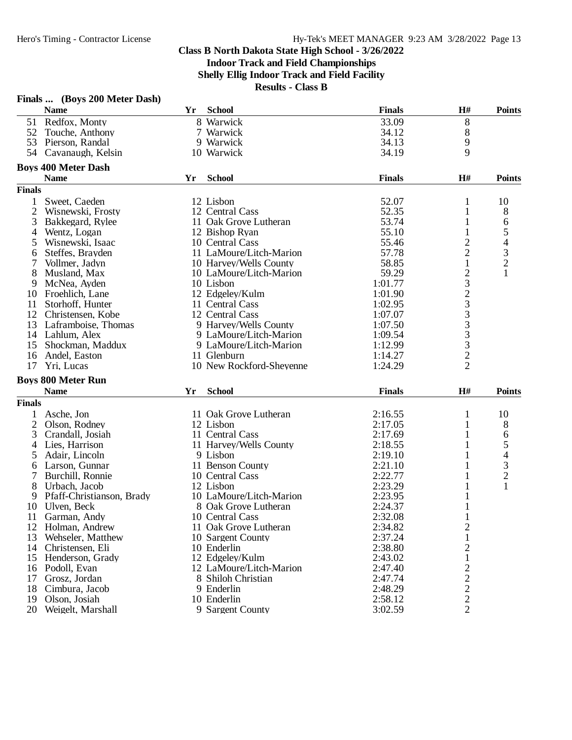## Class B North Dakota State High School - 3/26/2022

### Indoor Track and Field Championships

### Shelly Ellig Indoor Track and Field Facility

### Results - Class B

**Finals ... (Boys 200 Meter Dash)**

| | Name | Yr | School | Finals | H# | Points |
|---|---|---|---|---|---|---|
| 51 | Redfox, Monty | 8 | Warwick | 33.09 | 8 | |
| 52 | Touche, Anthony | 7 | Warwick | 34.12 | 8 | |
| 53 | Pierson, Randal | 9 | Warwick | 34.13 | 9 | |
| 54 | Cavanaugh, Kelsin | 10 | Warwick | 34.19 | 9 | |

**Boys 400 Meter Dash**

| | Name | Yr | School | Finals | H# | Points |
|---|---|---|---|---|---|---|
| **Finals** | | | | | | |
| 1 | Sweet, Caeden | 12 | Lisbon | 52.07 | 1 | 10 |
| 2 | Wisnewski, Frosty | 12 | Central Cass | 52.35 | 1 | 8 |
| 3 | Bakkegard, Rylee | 11 | Oak Grove Lutheran | 53.74 | 1 | 6 |
| 4 | Wentz, Logan | 12 | Bishop Ryan | 55.10 | 1 | 5 |
| 5 | Wisnewski, Isaac | 10 | Central Cass | 55.46 | 2 | 4 |
| 6 | Steffes, Brayden | 11 | LaMoure/Litch-Marion | 57.78 | 2 | 3 |
| 7 | Vollmer, Jadyn | 10 | Harvey/Wells County | 58.85 | 1 | 2 |
| 8 | Musland, Max | 10 | LaMoure/Litch-Marion | 59.29 | 2 | 1 |
| 9 | McNea, Ayden | 10 | Lisbon | 1:01.77 | 3 | |
| 10 | Froehlich, Lane | 12 | Edgeley/Kulm | 1:01.90 | 2 | |
| 11 | Storhoff, Hunter | 11 | Central Cass | 1:02.95 | 3 | |
| 12 | Christensen, Kobe | 12 | Central Cass | 1:07.07 | 3 | |
| 13 | Laframboise, Thomas | 9 | Harvey/Wells County | 1:07.50 | 3 | |
| 14 | Lahlum, Alex | 9 | LaMoure/Litch-Marion | 1:09.54 | 3 | |
| 15 | Shockman, Maddux | 9 | LaMoure/Litch-Marion | 1:12.99 | 3 | |
| 16 | Andel, Easton | 11 | Glenburn | 1:14.27 | 2 | |
| 17 | Yri, Lucas | 10 | New Rockford-Sheyenne | 1:24.29 | 2 | |

**Boys 800 Meter Run**

| | Name | Yr | School | Finals | H# | Points |
|---|---|---|---|---|---|---|
| **Finals** | | | | | | |
| 1 | Asche, Jon | 11 | Oak Grove Lutheran | 2:16.55 | 1 | 10 |
| 2 | Olson, Rodney | 12 | Lisbon | 2:17.05 | 1 | 8 |
| 3 | Crandall, Josiah | 11 | Central Cass | 2:17.69 | 1 | 6 |
| 4 | Lies, Harrison | 11 | Harvey/Wells County | 2:18.55 | 1 | 5 |
| 5 | Adair, Lincoln | 9 | Lisbon | 2:19.10 | 1 | 4 |
| 6 | Larson, Gunnar | 11 | Benson County | 2:21.10 | 1 | 3 |
| 7 | Burchill, Ronnie | 10 | Central Cass | 2:22.77 | 1 | 2 |
| 8 | Urbach, Jacob | 12 | Lisbon | 2:23.29 | 1 | 1 |
| 9 | Pfaff-Christianson, Brady | 10 | LaMoure/Litch-Marion | 2:23.95 | 1 | |
| 10 | Ulven, Beck | 8 | Oak Grove Lutheran | 2:24.37 | 1 | |
| 11 | Garman, Andy | 10 | Central Cass | 2:32.08 | 1 | |
| 12 | Holman, Andrew | 11 | Oak Grove Lutheran | 2:34.82 | 2 | |
| 13 | Wehseler, Matthew | 10 | Sargent County | 2:37.24 | 1 | |
| 14 | Christensen, Eli | 10 | Enderlin | 2:38.80 | 2 | |
| 15 | Henderson, Grady | 12 | Edgeley/Kulm | 2:43.02 | 1 | |
| 16 | Podoll, Evan | 12 | LaMoure/Litch-Marion | 2:47.40 | 2 | |
| 17 | Grosz, Jordan | 8 | Shiloh Christian | 2:47.74 | 2 | |
| 18 | Cimbura, Jacob | 9 | Enderlin | 2:48.29 | 2 | |
| 19 | Olson, Josiah | 10 | Enderlin | 2:58.12 | 2 | |
| 20 | Weigelt, Marshall | 9 | Sargent County | 3:02.59 | 2 | |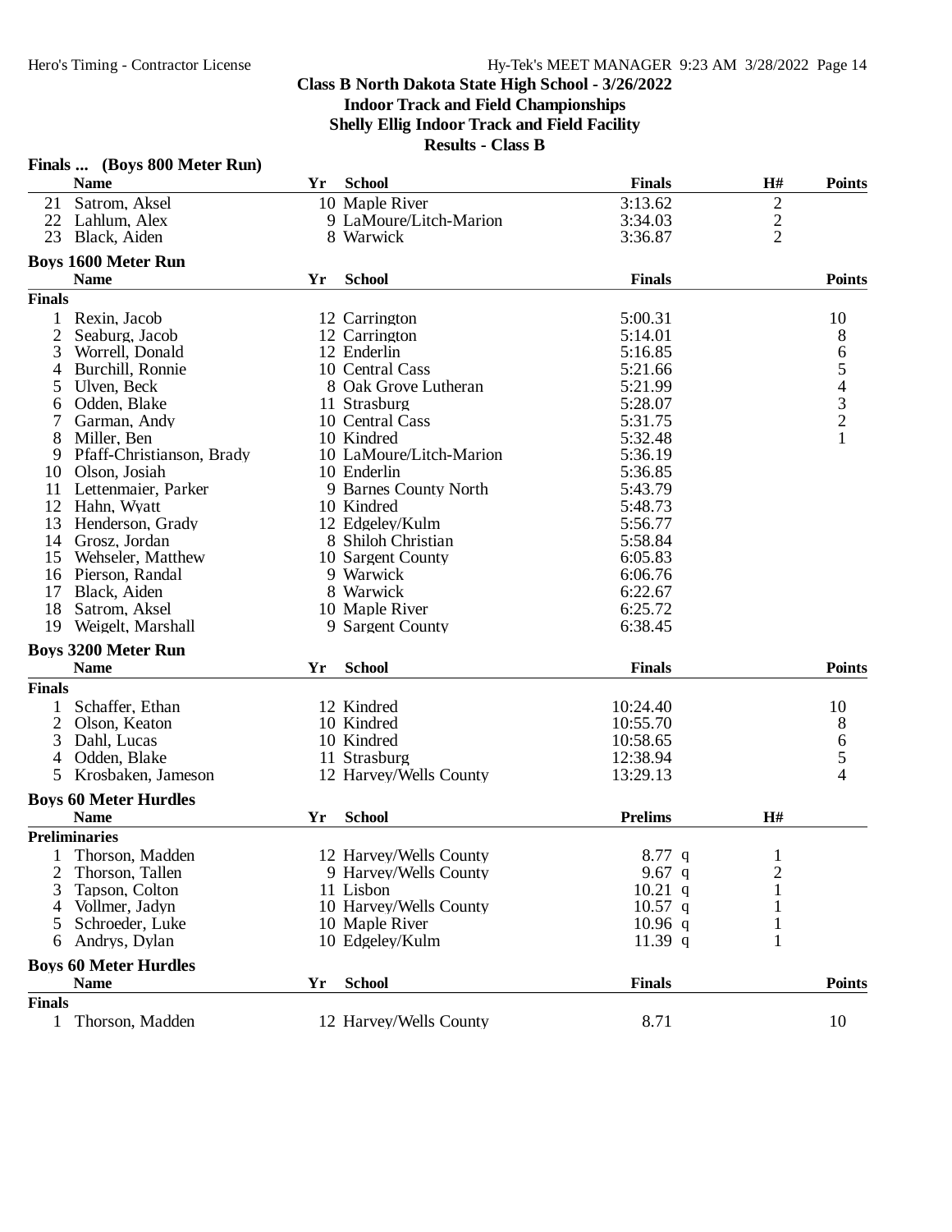**Class B North Dakota State High School - 3/26/2022**
**Indoor Track and Field Championships**
**Shelly Ellig Indoor Track and Field Facility**
**Results - Class B**

### Finals ... (Boys 800 Meter Run)

| | Name | Yr | School | Finals | H# | Points |
|---|---|---|---|---|---|---|
| 21 | Satrom, Aksel | 10 | Maple River | 3:13.62 | 2 | |
| 22 | Lahlum, Alex | 9 | LaMoure/Litch-Marion | 3:34.03 | 2 | |
| 23 | Black, Aiden | 8 | Warwick | 3:36.87 | 2 | |

### Boys 1600 Meter Run

| | Name | Yr | School | Finals | Points |
|---|---|---|---|---|---|
| **Finals** | | | | | |
| 1 | Rexin, Jacob | 12 | Carrington | 5:00.31 | 10 |
| 2 | Seaburg, Jacob | 12 | Carrington | 5:14.01 | 8 |
| 3 | Worrell, Donald | 12 | Enderlin | 5:16.85 | 6 |
| 4 | Burchill, Ronnie | 10 | Central Cass | 5:21.66 | 5 |
| 5 | Ulven, Beck | 8 | Oak Grove Lutheran | 5:21.99 | 4 |
| 6 | Odden, Blake | 11 | Strasburg | 5:28.07 | 3 |
| 7 | Garman, Andy | 10 | Central Cass | 5:31.75 | 2 |
| 8 | Miller, Ben | 10 | Kindred | 5:32.48 | 1 |
| 9 | Pfaff-Christianson, Brady | 10 | LaMoure/Litch-Marion | 5:36.19 | |
| 10 | Olson, Josiah | 10 | Enderlin | 5:36.85 | |
| 11 | Lettenmaier, Parker | 9 | Barnes County North | 5:43.79 | |
| 12 | Hahn, Wyatt | 10 | Kindred | 5:48.73 | |
| 13 | Henderson, Grady | 12 | Edgeley/Kulm | 5:56.77 | |
| 14 | Grosz, Jordan | 8 | Shiloh Christian | 5:58.84 | |
| 15 | Wehseler, Matthew | 10 | Sargent County | 6:05.83 | |
| 16 | Pierson, Randal | 9 | Warwick | 6:06.76 | |
| 17 | Black, Aiden | 8 | Warwick | 6:22.67 | |
| 18 | Satrom, Aksel | 10 | Maple River | 6:25.72 | |
| 19 | Weigelt, Marshall | 9 | Sargent County | 6:38.45 | |

### Boys 3200 Meter Run

| | Name | Yr | School | Finals | Points |
|---|---|---|---|---|---|
| **Finals** | | | | | |
| 1 | Schaffer, Ethan | 12 | Kindred | 10:24.40 | 10 |
| 2 | Olson, Keaton | 10 | Kindred | 10:55.70 | 8 |
| 3 | Dahl, Lucas | 10 | Kindred | 10:58.65 | 6 |
| 4 | Odden, Blake | 11 | Strasburg | 12:38.94 | 5 |
| 5 | Krosbaken, Jameson | 12 | Harvey/Wells County | 13:29.13 | 4 |

### Boys 60 Meter Hurdles

| | Name | Yr | School | Prelims | H# |
|---|---|---|---|---|---|
| **Preliminaries** | | | | | |
| 1 | Thorson, Madden | 12 | Harvey/Wells County | 8.77 q | 1 |
| 2 | Thorson, Tallen | 9 | Harvey/Wells County | 9.67 q | 2 |
| 3 | Tapson, Colton | 11 | Lisbon | 10.21 q | 1 |
| 4 | Vollmer, Jadyn | 10 | Harvey/Wells County | 10.57 q | 1 |
| 5 | Schroeder, Luke | 10 | Maple River | 10.96 q | 1 |
| 6 | Andrys, Dylan | 10 | Edgeley/Kulm | 11.39 q | 1 |

### Boys 60 Meter Hurdles

| | Name | Yr | School | Finals | Points |
|---|---|---|---|---|---|
| **Finals** | | | | | |
| 1 | Thorson, Madden | 12 | Harvey/Wells County | 8.71 | 10 |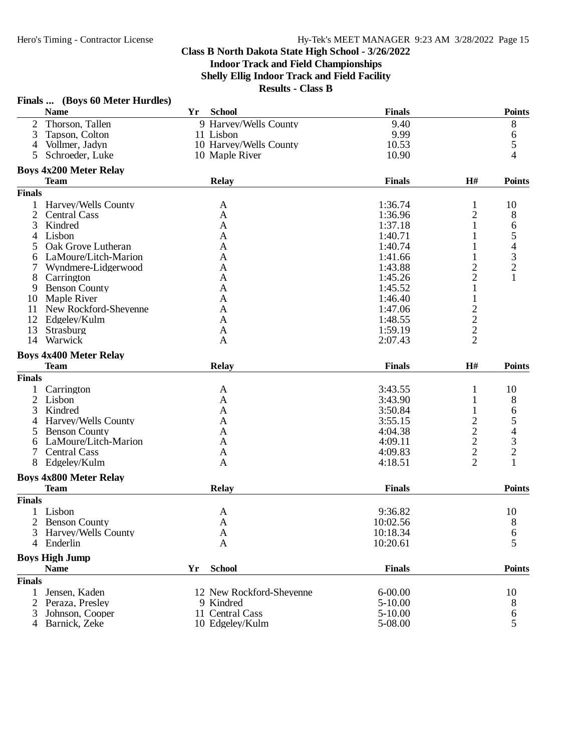**Class B North Dakota State High School - 3/26/2022**
**Indoor Track and Field Championships**
**Shelly Ellig Indoor Track and Field Facility**
**Results - Class B**

### Finals ... (Boys 60 Meter Hurdles)

| | Name | Yr | School | Finals | Points |
|---|---|---|---|---|---|
| 2 | Thorson, Tallen | 9 | Harvey/Wells County | 9.40 | 8 |
| 3 | Tapson, Colton | 11 | Lisbon | 9.99 | 6 |
| 4 | Vollmer, Jadyn | 10 | Harvey/Wells County | 10.53 | 5 |
| 5 | Schroeder, Luke | 10 | Maple River | 10.90 | 4 |

### Boys 4x200 Meter Relay

| | Team | Relay | Finals | H# | Points |
|---|---|---|---|---|---|
| **Finals** | | | | | |
| 1 | Harvey/Wells County | A | 1:36.74 | 1 | 10 |
| 2 | Central Cass | A | 1:36.96 | 2 | 8 |
| 3 | Kindred | A | 1:37.18 | 1 | 6 |
| 4 | Lisbon | A | 1:40.71 | 1 | 5 |
| 5 | Oak Grove Lutheran | A | 1:40.74 | 1 | 4 |
| 6 | LaMoure/Litch-Marion | A | 1:41.66 | 1 | 3 |
| 7 | Wyndmere-Lidgerwood | A | 1:43.88 | 2 | 2 |
| 8 | Carrington | A | 1:45.26 | 2 | 1 |
| 9 | Benson County | A | 1:45.52 | 1 | |
| 10 | Maple River | A | 1:46.40 | 1 | |
| 11 | New Rockford-Sheyenne | A | 1:47.06 | 2 | |
| 12 | Edgeley/Kulm | A | 1:48.55 | 2 | |
| 13 | Strasburg | A | 1:59.19 | 2 | |
| 14 | Warwick | A | 2:07.43 | 2 | |

### Boys 4x400 Meter Relay

| | Team | Relay | Finals | H# | Points |
|---|---|---|---|---|---|
| **Finals** | | | | | |
| 1 | Carrington | A | 3:43.55 | 1 | 10 |
| 2 | Lisbon | A | 3:43.90 | 1 | 8 |
| 3 | Kindred | A | 3:50.84 | 1 | 6 |
| 4 | Harvey/Wells County | A | 3:55.15 | 2 | 5 |
| 5 | Benson County | A | 4:04.38 | 2 | 4 |
| 6 | LaMoure/Litch-Marion | A | 4:09.11 | 2 | 3 |
| 7 | Central Cass | A | 4:09.83 | 2 | 2 |
| 8 | Edgeley/Kulm | A | 4:18.51 | 2 | 1 |

### Boys 4x800 Meter Relay

| | Team | Relay | Finals | Points |
|---|---|---|---|---|
| **Finals** | | | | |
| 1 | Lisbon | A | 9:36.82 | 10 |
| 2 | Benson County | A | 10:02.56 | 8 |
| 3 | Harvey/Wells County | A | 10:18.34 | 6 |
| 4 | Enderlin | A | 10:20.61 | 5 |

### Boys High Jump

| | Name | Yr | School | Finals | Points |
|---|---|---|---|---|---|
| **Finals** | | | | | |
| 1 | Jensen, Kaden | 12 | New Rockford-Sheyenne | 6-00.00 | 10 |
| 2 | Peraza, Presley | 9 | Kindred | 5-10.00 | 8 |
| 3 | Johnson, Cooper | 11 | Central Cass | 5-10.00 | 6 |
| 4 | Barnick, Zeke | 10 | Edgeley/Kulm | 5-08.00 | 5 |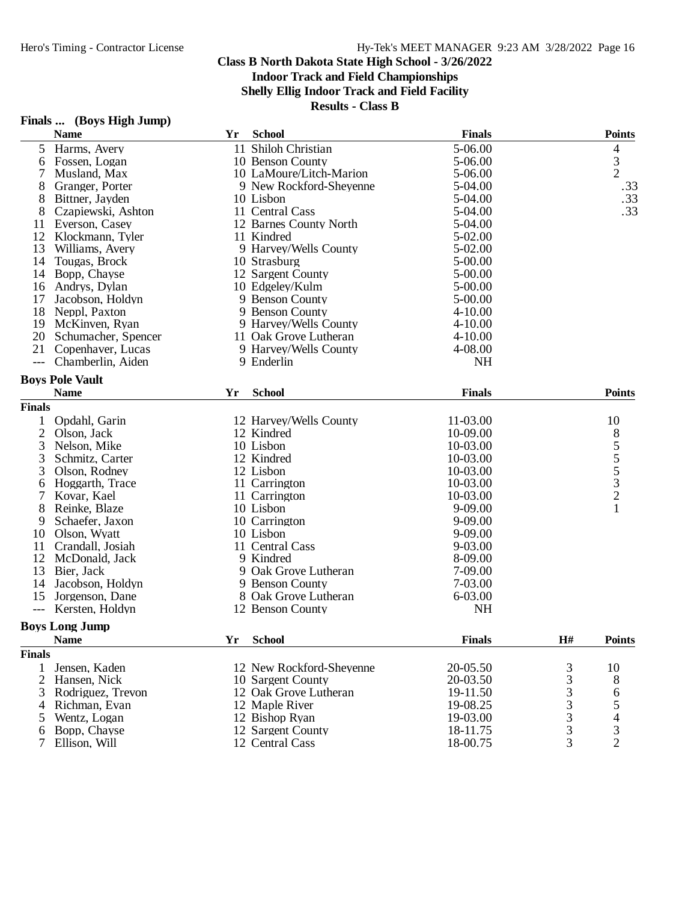## Class B North Dakota State High School - 3/26/2022

### Indoor Track and Field Championships

### Shelly Ellig Indoor Track and Field Facility

### Results - Class B

**Finals ... (Boys High Jump)**

| | Name | Yr | School | Finals | Points |
|---|---|---|---|---|---|
| 5 | Harms, Avery | 11 | Shiloh Christian | 5-06.00 | 4 |
| 6 | Fossen, Logan | 10 | Benson County | 5-06.00 | 3 |
| 7 | Musland, Max | 10 | LaMoure/Litch-Marion | 5-06.00 | 2 |
| 8 | Granger, Porter | 9 | New Rockford-Sheyenne | 5-04.00 | .33 |
| 8 | Bittner, Jayden | 10 | Lisbon | 5-04.00 | .33 |
| 8 | Czapiewski, Ashton | 11 | Central Cass | 5-04.00 | .33 |
| 11 | Everson, Casey | 12 | Barnes County North | 5-04.00 | |
| 12 | Klockmann, Tyler | 11 | Kindred | 5-02.00 | |
| 13 | Williams, Avery | 9 | Harvey/Wells County | 5-02.00 | |
| 14 | Tougas, Brock | 10 | Strasburg | 5-00.00 | |
| 14 | Bopp, Chayse | 12 | Sargent County | 5-00.00 | |
| 16 | Andrys, Dylan | 10 | Edgeley/Kulm | 5-00.00 | |
| 17 | Jacobson, Holdyn | 9 | Benson County | 5-00.00 | |
| 18 | Neppl, Paxton | 9 | Benson County | 4-10.00 | |
| 19 | McKinven, Ryan | 9 | Harvey/Wells County | 4-10.00 | |
| 20 | Schumacher, Spencer | 11 | Oak Grove Lutheran | 4-10.00 | |
| 21 | Copenhaver, Lucas | 9 | Harvey/Wells County | 4-08.00 | |
| --- | Chamberlin, Aiden | 9 | Enderlin | NH | |

**Boys Pole Vault**

| | Name | Yr | School | Finals | Points |
|---|---|---|---|---|---|
| **Finals** | | | | | |
| 1 | Opdahl, Garin | 12 | Harvey/Wells County | 11-03.00 | 10 |
| 2 | Olson, Jack | 12 | Kindred | 10-09.00 | 8 |
| 3 | Nelson, Mike | 10 | Lisbon | 10-03.00 | 5 |
| 3 | Schmitz, Carter | 12 | Kindred | 10-03.00 | 5 |
| 3 | Olson, Rodney | 12 | Lisbon | 10-03.00 | 5 |
| 6 | Hoggarth, Trace | 11 | Carrington | 10-03.00 | 3 |
| 7 | Kovar, Kael | 11 | Carrington | 10-03.00 | 2 |
| 8 | Reinke, Blaze | 10 | Lisbon | 9-09.00 | 1 |
| 9 | Schaefer, Jaxon | 10 | Carrington | 9-09.00 | |
| 10 | Olson, Wyatt | 10 | Lisbon | 9-09.00 | |
| 11 | Crandall, Josiah | 11 | Central Cass | 9-03.00 | |
| 12 | McDonald, Jack | 9 | Kindred | 8-09.00 | |
| 13 | Bier, Jack | 9 | Oak Grove Lutheran | 7-09.00 | |
| 14 | Jacobson, Holdyn | 9 | Benson County | 7-03.00 | |
| 15 | Jorgenson, Dane | 8 | Oak Grove Lutheran | 6-03.00 | |
| --- | Kersten, Holdyn | 12 | Benson County | NH | |

**Boys Long Jump**

| | Name | Yr | School | Finals | H# | Points |
|---|---|---|---|---|---|---|
| **Finals** | | | | | | |
| 1 | Jensen, Kaden | 12 | New Rockford-Sheyenne | 20-05.50 | 3 | 10 |
| 2 | Hansen, Nick | 10 | Sargent County | 20-03.50 | 3 | 8 |
| 3 | Rodriguez, Trevon | 12 | Oak Grove Lutheran | 19-11.50 | 3 | 6 |
| 4 | Richman, Evan | 12 | Maple River | 19-08.25 | 3 | 5 |
| 5 | Wentz, Logan | 12 | Bishop Ryan | 19-03.00 | 3 | 4 |
| 6 | Bopp, Chayse | 12 | Sargent County | 18-11.75 | 3 | 3 |
| 7 | Ellison, Will | 12 | Central Cass | 18-00.75 | 3 | 2 |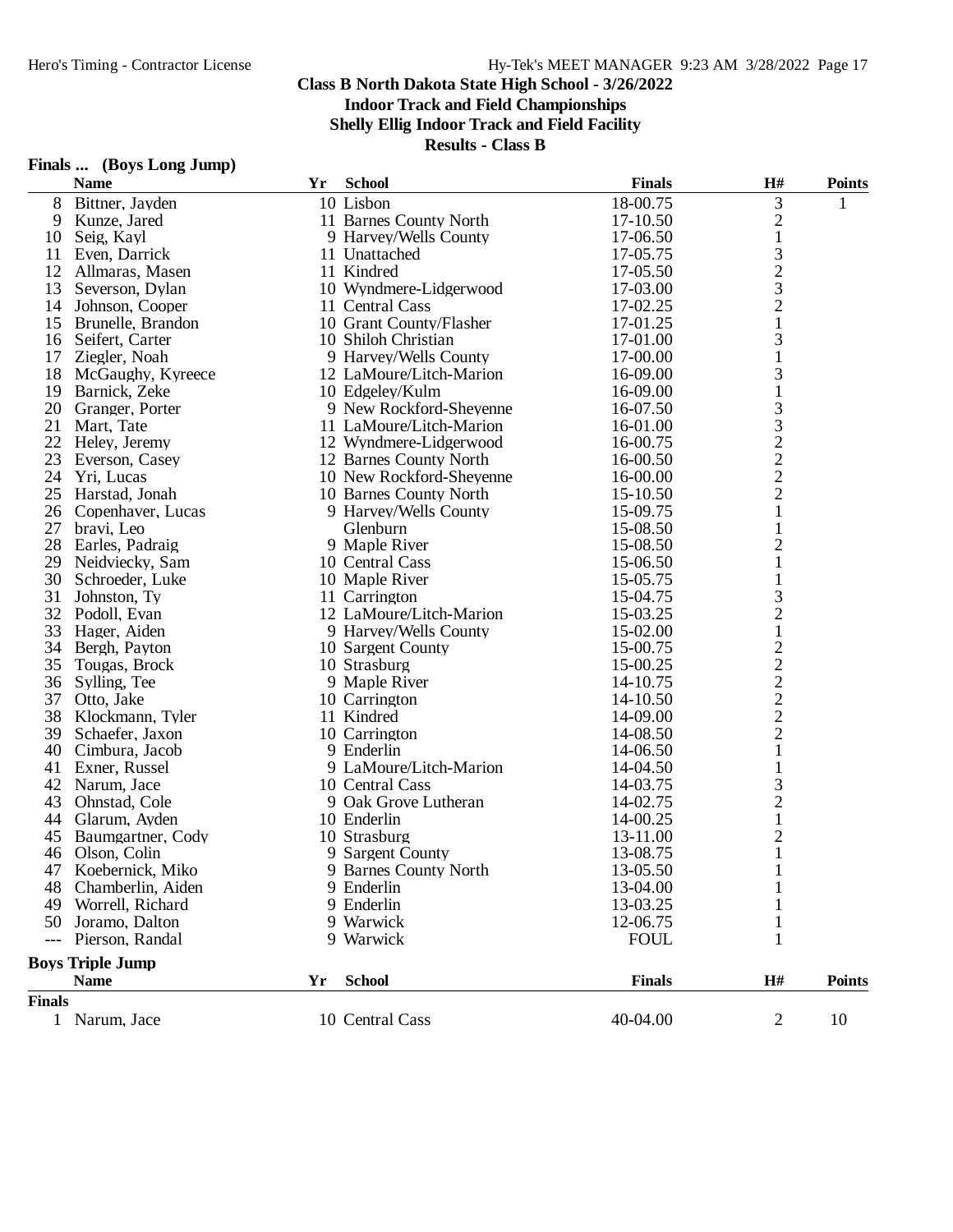**Class B North Dakota State High School - 3/26/2022**
**Indoor Track and Field Championships**
**Shelly Ellig Indoor Track and Field Facility**
**Results - Class B**

### Finals ... (Boys Long Jump)

| | Name | Yr | School | Finals | H# | Points |
|---|---|---|---|---|---|---|
| 8 | Bittner, Jayden | 10 | Lisbon | 18-00.75 | 3 | 1 |
| 9 | Kunze, Jared | 11 | Barnes County North | 17-10.50 | 2 | |
| 10 | Seig, Kayl | 9 | Harvey/Wells County | 17-06.50 | 1 | |
| 11 | Even, Darrick | 11 | Unattached | 17-05.75 | 3 | |
| 12 | Allmaras, Masen | 11 | Kindred | 17-05.50 | 2 | |
| 13 | Severson, Dylan | 10 | Wyndmere-Lidgerwood | 17-03.00 | 3 | |
| 14 | Johnson, Cooper | 11 | Central Cass | 17-02.25 | 2 | |
| 15 | Brunelle, Brandon | 10 | Grant County/Flasher | 17-01.25 | 1 | |
| 16 | Seifert, Carter | 10 | Shiloh Christian | 17-01.00 | 3 | |
| 17 | Ziegler, Noah | 9 | Harvey/Wells County | 17-00.00 | 1 | |
| 18 | McGaughy, Kyreece | 12 | LaMoure/Litch-Marion | 16-09.00 | 3 | |
| 19 | Barnick, Zeke | 10 | Edgeley/Kulm | 16-09.00 | 1 | |
| 20 | Granger, Porter | 9 | New Rockford-Sheyenne | 16-07.50 | 3 | |
| 21 | Mart, Tate | 11 | LaMoure/Litch-Marion | 16-01.00 | 3 | |
| 22 | Heley, Jeremy | 12 | Wyndmere-Lidgerwood | 16-00.75 | 2 | |
| 23 | Everson, Casey | 12 | Barnes County North | 16-00.50 | 2 | |
| 24 | Yri, Lucas | 10 | New Rockford-Sheyenne | 16-00.00 | 2 | |
| 25 | Harstad, Jonah | 10 | Barnes County North | 15-10.50 | 2 | |
| 26 | Copenhaver, Lucas | 9 | Harvey/Wells County | 15-09.75 | 1 | |
| 27 | bravi, Leo | | Glenburn | 15-08.50 | 1 | |
| 28 | Earles, Padraig | 9 | Maple River | 15-08.50 | 2 | |
| 29 | Neidviecky, Sam | 10 | Central Cass | 15-06.50 | 1 | |
| 30 | Schroeder, Luke | 10 | Maple River | 15-05.75 | 1 | |
| 31 | Johnston, Ty | 11 | Carrington | 15-04.75 | 3 | |
| 32 | Podoll, Evan | 12 | LaMoure/Litch-Marion | 15-03.25 | 2 | |
| 33 | Hager, Aiden | 9 | Harvey/Wells County | 15-02.00 | 1 | |
| 34 | Bergh, Payton | 10 | Sargent County | 15-00.75 | 2 | |
| 35 | Tougas, Brock | 10 | Strasburg | 15-00.25 | 2 | |
| 36 | Sylling, Tee | 9 | Maple River | 14-10.75 | 2 | |
| 37 | Otto, Jake | 10 | Carrington | 14-10.50 | 2 | |
| 38 | Klockmann, Tyler | 11 | Kindred | 14-09.00 | 2 | |
| 39 | Schaefer, Jaxon | 10 | Carrington | 14-08.50 | 2 | |
| 40 | Cimbura, Jacob | 9 | Enderlin | 14-06.50 | 1 | |
| 41 | Exner, Russel | 9 | LaMoure/Litch-Marion | 14-04.50 | 1 | |
| 42 | Narum, Jace | 10 | Central Cass | 14-03.75 | 3 | |
| 43 | Ohnstad, Cole | 9 | Oak Grove Lutheran | 14-02.75 | 2 | |
| 44 | Glarum, Ayden | 10 | Enderlin | 14-00.25 | 1 | |
| 45 | Baumgartner, Cody | 10 | Strasburg | 13-11.00 | 2 | |
| 46 | Olson, Colin | 9 | Sargent County | 13-08.75 | 1 | |
| 47 | Koebernick, Miko | 9 | Barnes County North | 13-05.50 | 1 | |
| 48 | Chamberlin, Aiden | 9 | Enderlin | 13-04.00 | 1 | |
| 49 | Worrell, Richard | 9 | Enderlin | 13-03.25 | 1 | |
| 50 | Joramo, Dalton | 9 | Warwick | 12-06.75 | 1 | |
| --- | Pierson, Randal | 9 | Warwick | FOUL | 1 | |

### Boys Triple Jump

| | Name | Yr | School | Finals | H# | Points |
|---|---|---|---|---|---|---|
| **Finals** | | | | | | |
| 1 | Narum, Jace | 10 | Central Cass | 40-04.00 | 2 | 10 |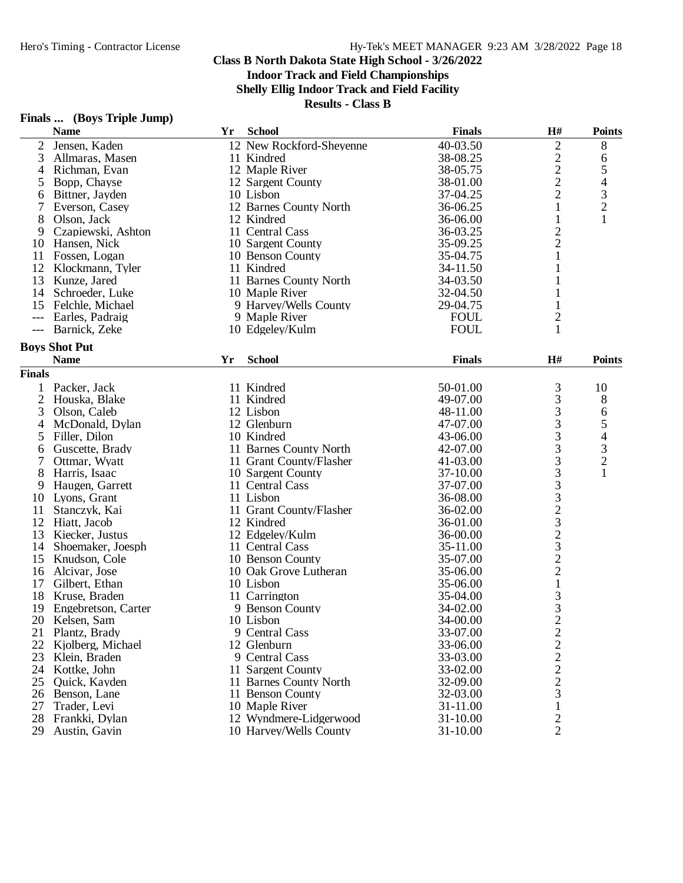# Class B North Dakota State High School - 3/26/2022

**Indoor Track and Field Championships**

**Shelly Ellig Indoor Track and Field Facility**

**Results - Class B**

### Finals ... (Boys Triple Jump)

| | Name | Yr | School | Finals | H# | Points |
|---|---|---|---|---|---|---|
| 2 | Jensen, Kaden | 12 | New Rockford-Sheyenne | 40-03.50 | 2 | 8 |
| 3 | Allmaras, Masen | 11 | Kindred | 38-08.25 | 2 | 6 |
| 4 | Richman, Evan | 12 | Maple River | 38-05.75 | 2 | 5 |
| 5 | Bopp, Chayse | 12 | Sargent County | 38-01.00 | 2 | 4 |
| 6 | Bittner, Jayden | 10 | Lisbon | 37-04.25 | 2 | 3 |
| 7 | Everson, Casey | 12 | Barnes County North | 36-06.25 | 1 | 2 |
| 8 | Olson, Jack | 12 | Kindred | 36-06.00 | 1 | 1 |
| 9 | Czapiewski, Ashton | 11 | Central Cass | 36-03.25 | 2 | |
| 10 | Hansen, Nick | 10 | Sargent County | 35-09.25 | 2 | |
| 11 | Fossen, Logan | 10 | Benson County | 35-04.75 | 1 | |
| 12 | Klockmann, Tyler | 11 | Kindred | 34-11.50 | 1 | |
| 13 | Kunze, Jared | 11 | Barnes County North | 34-03.50 | 1 | |
| 14 | Schroeder, Luke | 10 | Maple River | 32-04.50 | 1 | |
| 15 | Felchle, Michael | 9 | Harvey/Wells County | 29-04.75 | 1 | |
| --- | Earles, Padraig | 9 | Maple River | FOUL | 2 | |
| --- | Barnick, Zeke | 10 | Edgeley/Kulm | FOUL | 1 | |

### Boys Shot Put

**Finals**

| | Name | Yr | School | Finals | H# | Points |
|---|---|---|---|---|---|---|
| 1 | Packer, Jack | 11 | Kindred | 50-01.00 | 3 | 10 |
| 2 | Houska, Blake | 11 | Kindred | 49-07.00 | 3 | 8 |
| 3 | Olson, Caleb | 12 | Lisbon | 48-11.00 | 3 | 6 |
| 4 | McDonald, Dylan | 12 | Glenburn | 47-07.00 | 3 | 5 |
| 5 | Filler, Dilon | 10 | Kindred | 43-06.00 | 3 | 4 |
| 6 | Guscette, Brady | 11 | Barnes County North | 42-07.00 | 3 | 3 |
| 7 | Ottmar, Wyatt | 11 | Grant County/Flasher | 41-03.00 | 3 | 2 |
| 8 | Harris, Isaac | 10 | Sargent County | 37-10.00 | 3 | 1 |
| 9 | Haugen, Garrett | 11 | Central Cass | 37-07.00 | 3 | |
| 10 | Lyons, Grant | 11 | Lisbon | 36-08.00 | 3 | |
| 11 | Stanczyk, Kai | 11 | Grant County/Flasher | 36-02.00 | 2 | |
| 12 | Hiatt, Jacob | 12 | Kindred | 36-01.00 | 3 | |
| 13 | Kiecker, Justus | 12 | Edgeley/Kulm | 36-00.00 | 2 | |
| 14 | Shoemaker, Joesph | 11 | Central Cass | 35-11.00 | 3 | |
| 15 | Knudson, Cole | 10 | Benson County | 35-07.00 | 2 | |
| 16 | Alcivar, Jose | 10 | Oak Grove Lutheran | 35-06.00 | 2 | |
| 17 | Gilbert, Ethan | 10 | Lisbon | 35-06.00 | 1 | |
| 18 | Kruse, Braden | 11 | Carrington | 35-04.00 | 3 | |
| 19 | Engebretson, Carter | 9 | Benson County | 34-02.00 | 3 | |
| 20 | Kelsen, Sam | 10 | Lisbon | 34-00.00 | 2 | |
| 21 | Plantz, Brady | 9 | Central Cass | 33-07.00 | 2 | |
| 22 | Kjolberg, Michael | 12 | Glenburn | 33-06.00 | 2 | |
| 23 | Klein, Braden | 9 | Central Cass | 33-03.00 | 2 | |
| 24 | Kottke, John | 11 | Sargent County | 33-02.00 | 2 | |
| 25 | Quick, Kayden | 11 | Barnes County North | 32-09.00 | 2 | |
| 26 | Benson, Lane | 11 | Benson County | 32-03.00 | 3 | |
| 27 | Trader, Levi | 10 | Maple River | 31-11.00 | 1 | |
| 28 | Frankki, Dylan | 12 | Wyndmere-Lidgerwood | 31-10.00 | 2 | |
| 29 | Austin, Gavin | 10 | Harvey/Wells County | 31-10.00 | 2 | |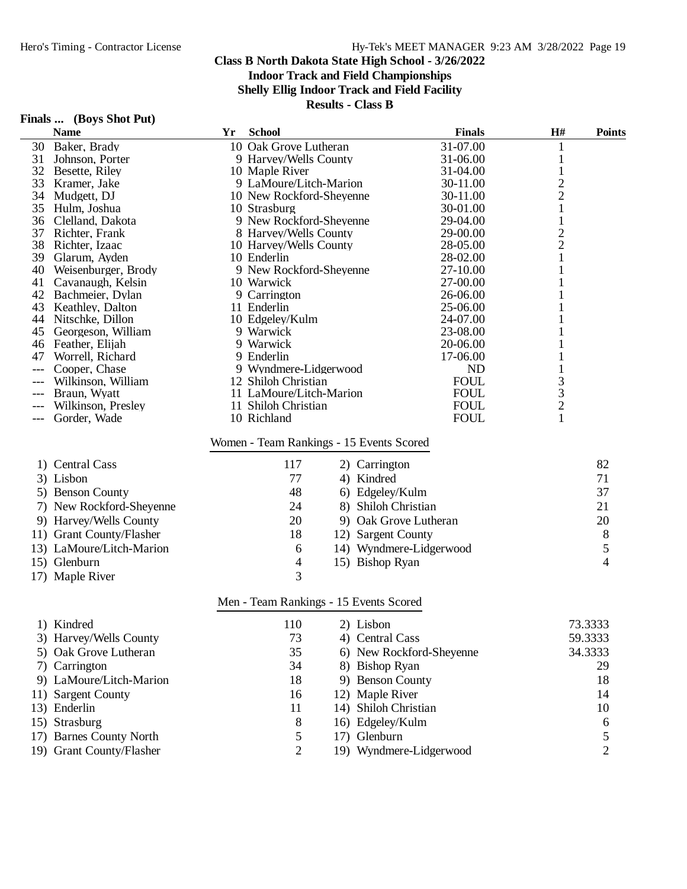# Class B North Dakota State High School - 3/26/2022
## Indoor Track and Field Championships
## Shelly Ellig Indoor Track and Field Facility
## Results - Class B

### Finals ... (Boys Shot Put)

| | Name | Yr | School | Finals | H# | Points |
|---|---|---|---|---|---|---|
| 30 | Baker, Brady | 10 | Oak Grove Lutheran | 31-07.00 | 1 | |
| 31 | Johnson, Porter | 9 | Harvey/Wells County | 31-06.00 | 1 | |
| 32 | Besette, Riley | 10 | Maple River | 31-04.00 | 1 | |
| 33 | Kramer, Jake | 9 | LaMoure/Litch-Marion | 30-11.00 | 2 | |
| 34 | Mudgett, DJ | 10 | New Rockford-Sheyenne | 30-11.00 | 2 | |
| 35 | Hulm, Joshua | 10 | Strasburg | 30-01.00 | 1 | |
| 36 | Clelland, Dakota | 9 | New Rockford-Sheyenne | 29-04.00 | 1 | |
| 37 | Richter, Frank | 8 | Harvey/Wells County | 29-00.00 | 2 | |
| 38 | Richter, Izaac | 10 | Harvey/Wells County | 28-05.00 | 2 | |
| 39 | Glarum, Ayden | 10 | Enderlin | 28-02.00 | 1 | |
| 40 | Weisenburger, Brody | 9 | New Rockford-Sheyenne | 27-10.00 | 1 | |
| 41 | Cavanaugh, Kelsin | 10 | Warwick | 27-00.00 | 1 | |
| 42 | Bachmeier, Dylan | 9 | Carrington | 26-06.00 | 1 | |
| 43 | Keathley, Dalton | 11 | Enderlin | 25-06.00 | 1 | |
| 44 | Nitschke, Dillon | 10 | Edgeley/Kulm | 24-07.00 | 1 | |
| 45 | Georgeson, William | 9 | Warwick | 23-08.00 | 1 | |
| 46 | Feather, Elijah | 9 | Warwick | 20-06.00 | 1 | |
| 47 | Worrell, Richard | 9 | Enderlin | 17-06.00 | 1 | |
| --- | Cooper, Chase | 9 | Wyndmere-Lidgerwood | ND | 1 | |
| --- | Wilkinson, William | 12 | Shiloh Christian | FOUL | 3 | |
| --- | Braun, Wyatt | 11 | LaMoure/Litch-Marion | FOUL | 3 | |
| --- | Wilkinson, Presley | 11 | Shiloh Christian | FOUL | 2 | |
| --- | Gorder, Wade | 10 | Richland | FOUL | 1 | |

### Women - Team Rankings - 15 Events Scored

| | | | | | |
|---|---|---|---|---|---|
| 1) | Central Cass | 117 | 2) | Carrington | 82 |
| 3) | Lisbon | 77 | 4) | Kindred | 71 |
| 5) | Benson County | 48 | 6) | Edgeley/Kulm | 37 |
| 7) | New Rockford-Sheyenne | 24 | 8) | Shiloh Christian | 21 |
| 9) | Harvey/Wells County | 20 | 9) | Oak Grove Lutheran | 20 |
| 11) | Grant County/Flasher | 18 | 12) | Sargent County | 8 |
| 13) | LaMoure/Litch-Marion | 6 | 14) | Wyndmere-Lidgerwood | 5 |
| 15) | Glenburn | 4 | 15) | Bishop Ryan | 4 |
| 17) | Maple River | 3 | | | |

### Men - Team Rankings - 15 Events Scored

| | | | | | |
|---|---|---|---|---|---|
| 1) | Kindred | 110 | 2) | Lisbon | 73.3333 |
| 3) | Harvey/Wells County | 73 | 4) | Central Cass | 59.3333 |
| 5) | Oak Grove Lutheran | 35 | 6) | New Rockford-Sheyenne | 34.3333 |
| 7) | Carrington | 34 | 8) | Bishop Ryan | 29 |
| 9) | LaMoure/Litch-Marion | 18 | 9) | Benson County | 18 |
| 11) | Sargent County | 16 | 12) | Maple River | 14 |
| 13) | Enderlin | 11 | 14) | Shiloh Christian | 10 |
| 15) | Strasburg | 8 | 16) | Edgeley/Kulm | 6 |
| 17) | Barnes County North | 5 | 17) | Glenburn | 5 |
| 19) | Grant County/Flasher | 2 | 19) | Wyndmere-Lidgerwood | 2 |